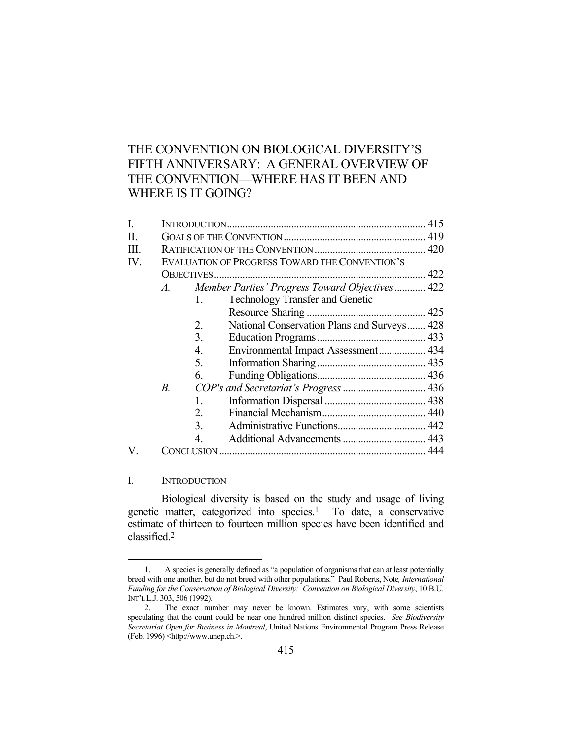# THE CONVENTION ON BIOLOGICAL DIVERSITY'S FIFTH ANNIVERSARY: A GENERAL OVERVIEW OF THE CONVENTION—WHERE HAS IT BEEN AND WHERE IS IT GOING?

| | | | | |
|---|---|---|---|---|
| I. | INTRODUCTION | | | 415 |
| II. | GOALS OF THE CONVENTION | | | 419 |
| III. | RATIFICATION OF THE CONVENTION | | | 420 |
| IV. | EVALUATION OF PROGRESS TOWARD THE CONVENTION'S OBJECTIVES | | | 422 |
| | *A.* | *Member Parties' Progress Toward Objectives* | | 422 |
| | | 1. | Technology Transfer and Genetic Resource Sharing | 425 |
| | | 2. | National Conservation Plans and Surveys | 428 |
| | | 3. | Education Programs | 433 |
| | | 4. | Environmental Impact Assessment | 434 |
| | | 5. | Information Sharing | 435 |
| | | 6. | Funding Obligations | 436 |
| | *B.* | *COP's and Secretariat's Progress* | | 436 |
| | | 1. | Information Dispersal | 438 |
| | | 2. | Financial Mechanism | 440 |
| | | 3. | Administrative Functions | 442 |
| | | 4. | Additional Advancements | 443 |
| V. | CONCLUSION | | | 444 |

## I. INTRODUCTION

Biological diversity is based on the study and usage of living genetic matter, categorized into species.[1] To date, a conservative estimate of thirteen to fourteen million species have been identified and classified.[2]

---

1. A species is generally defined as "a population of organisms that can at least potentially breed with one another, but do not breed with other populations." Paul Roberts, Note, *International Funding for the Conservation of Biological Diversity: Convention on Biological Diversity*, 10 B.U. INT'L L.J. 303, 506 (1992).

2. The exact number may never be known. Estimates vary, with some scientists speculating that the count could be near one hundred million distinct species. *See Biodiversity Secretariat Open for Business in Montreal*, United Nations Environmental Program Press Release (Feb. 1996) <http://www.unep.ch.>.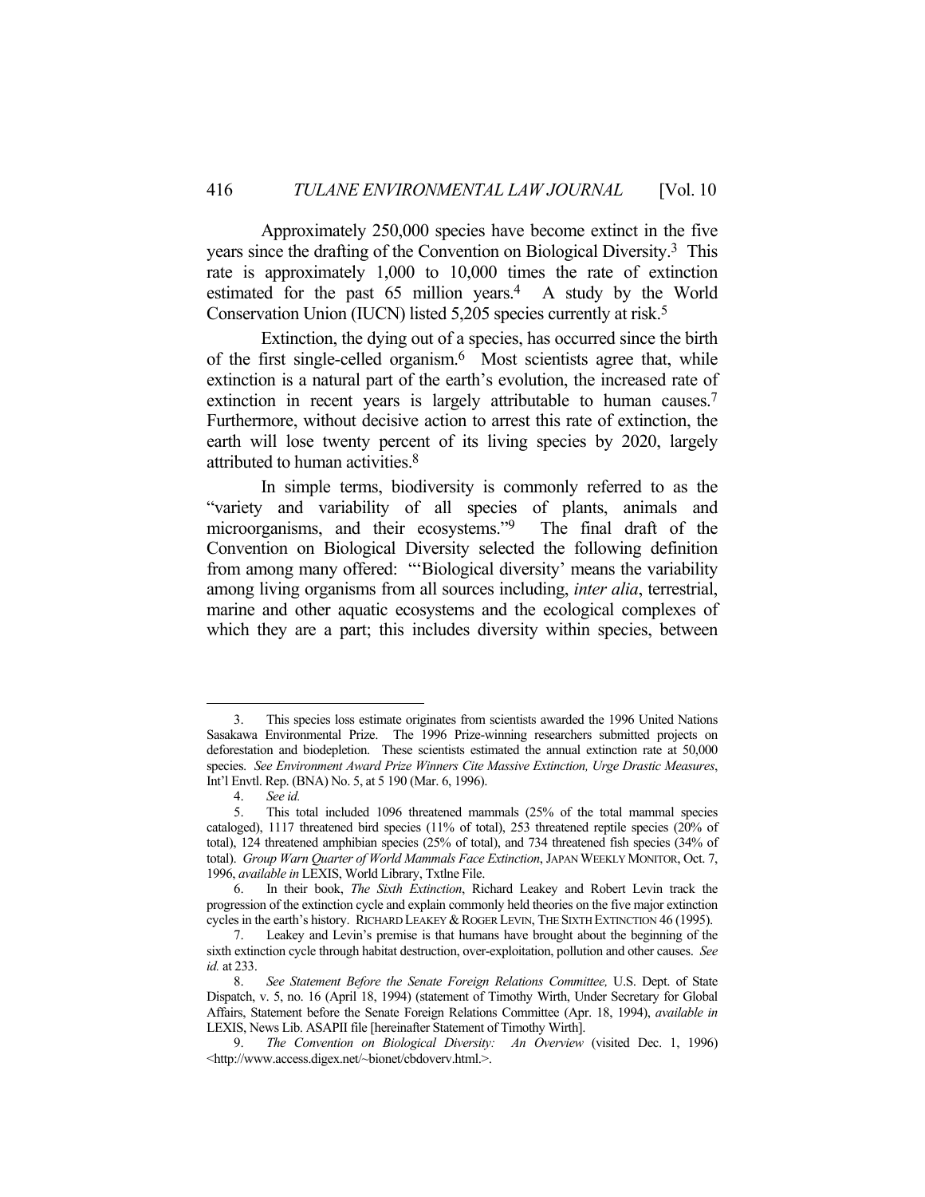Approximately 250,000 species have become extinct in the five years since the drafting of the Convention on Biological Diversity.[3] This rate is approximately 1,000 to 10,000 times the rate of extinction estimated for the past 65 million years.[4] A study by the World Conservation Union (IUCN) listed 5,205 species currently at risk.[5]

Extinction, the dying out of a species, has occurred since the birth of the first single-celled organism.[6] Most scientists agree that, while extinction is a natural part of the earth's evolution, the increased rate of extinction in recent years is largely attributable to human causes.[7] Furthermore, without decisive action to arrest this rate of extinction, the earth will lose twenty percent of its living species by 2020, largely attributed to human activities.[8]

In simple terms, biodiversity is commonly referred to as the "variety and variability of all species of plants, animals and microorganisms, and their ecosystems."[9] The final draft of the Convention on Biological Diversity selected the following definition from among many offered: "'Biological diversity' means the variability among living organisms from all sources including, *inter alia*, terrestrial, marine and other aquatic ecosystems and the ecological complexes of which they are a part; this includes diversity within species, between

---

3. This species loss estimate originates from scientists awarded the 1996 United Nations Sasakawa Environmental Prize. The 1996 Prize-winning researchers submitted projects on deforestation and biodepletion. These scientists estimated the annual extinction rate at 50,000 species. *See Environment Award Prize Winners Cite Massive Extinction, Urge Drastic Measures*, Int'l Envtl. Rep. (BNA) No. 5, at 5 190 (Mar. 6, 1996).

4. *See id.*

5. This total included 1096 threatened mammals (25% of the total mammal species cataloged), 1117 threatened bird species (11% of total), 253 threatened reptile species (20% of total), 124 threatened amphibian species (25% of total), and 734 threatened fish species (34% of total). *Group Warn Quarter of World Mammals Face Extinction*, JAPAN WEEKLY MONITOR, Oct. 7, 1996, *available in* LEXIS, World Library, Txtlne File.

6. In their book, *The Sixth Extinction*, Richard Leakey and Robert Levin track the progression of the extinction cycle and explain commonly held theories on the five major extinction cycles in the earth's history. RICHARD LEAKEY & ROGER LEVIN, THE SIXTH EXTINCTION 46 (1995).

7. Leakey and Levin's premise is that humans have brought about the beginning of the sixth extinction cycle through habitat destruction, over-exploitation, pollution and other causes. *See id.* at 233.

8. *See Statement Before the Senate Foreign Relations Committee,* U.S. Dept. of State Dispatch, v. 5, no. 16 (April 18, 1994) (statement of Timothy Wirth, Under Secretary for Global Affairs, Statement before the Senate Foreign Relations Committee (Apr. 18, 1994), *available in* LEXIS, News Lib. ASAPII file [hereinafter Statement of Timothy Wirth].

9. *The Convention on Biological Diversity: An Overview* (visited Dec. 1, 1996) <http://www.access.digex.net/~bionet/cbdoverv.html.>.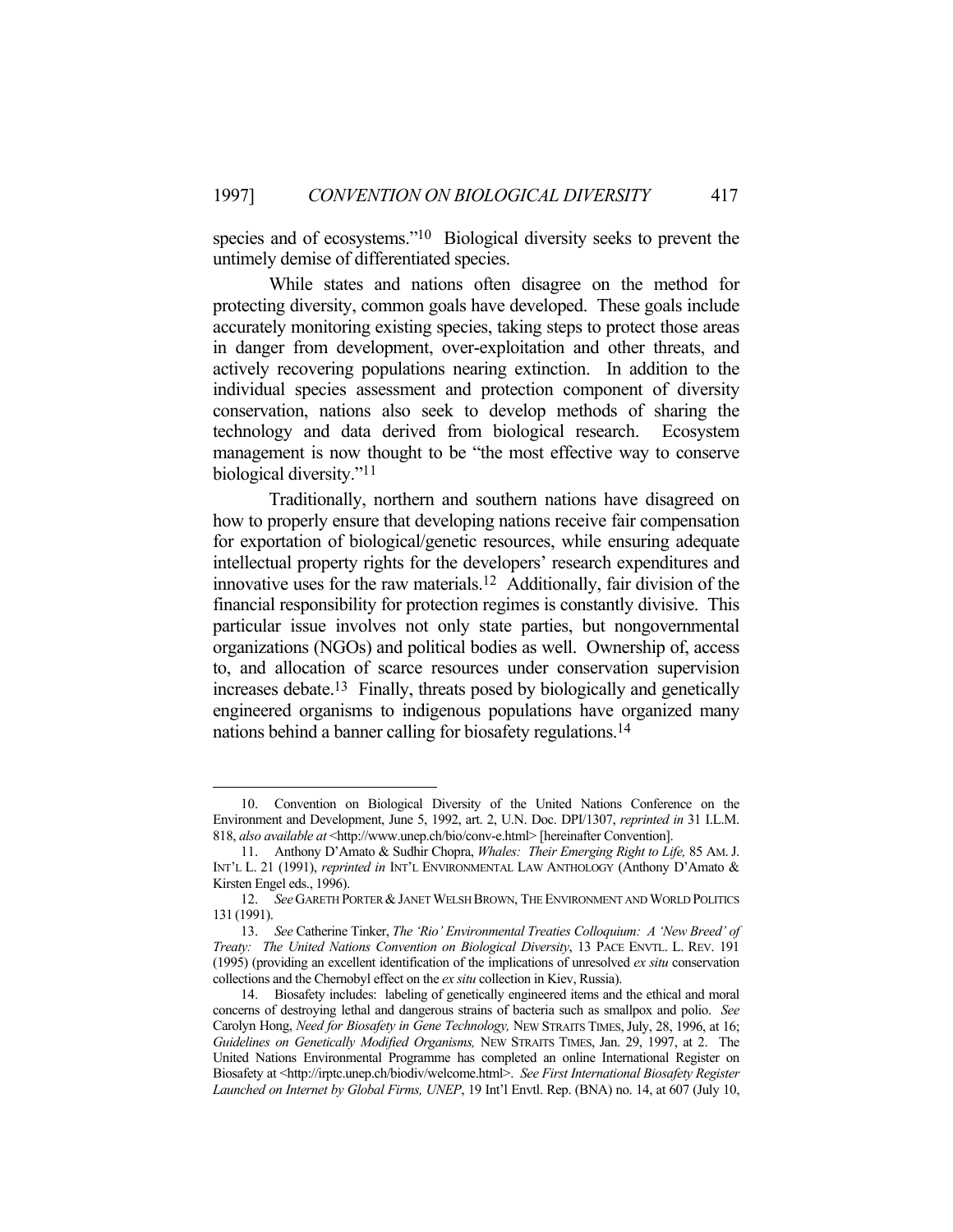species and of ecosystems."[10] Biological diversity seeks to prevent the untimely demise of differentiated species.

While states and nations often disagree on the method for protecting diversity, common goals have developed. These goals include accurately monitoring existing species, taking steps to protect those areas in danger from development, over-exploitation and other threats, and actively recovering populations nearing extinction. In addition to the individual species assessment and protection component of diversity conservation, nations also seek to develop methods of sharing the technology and data derived from biological research. Ecosystem management is now thought to be "the most effective way to conserve biological diversity."[11]

Traditionally, northern and southern nations have disagreed on how to properly ensure that developing nations receive fair compensation for exportation of biological/genetic resources, while ensuring adequate intellectual property rights for the developers' research expenditures and innovative uses for the raw materials.[12] Additionally, fair division of the financial responsibility for protection regimes is constantly divisive. This particular issue involves not only state parties, but nongovernmental organizations (NGOs) and political bodies as well. Ownership of, access to, and allocation of scarce resources under conservation supervision increases debate.[13] Finally, threats posed by biologically and genetically engineered organisms to indigenous populations have organized many nations behind a banner calling for biosafety regulations.[14]

---

10. Convention on Biological Diversity of the United Nations Conference on the Environment and Development, June 5, 1992, art. 2, U.N. Doc. DPI/1307, *reprinted in* 31 I.L.M. 818, *also available at* <http://www.unep.ch/bio/conv-e.html> [hereinafter Convention].

11. Anthony D'Amato & Sudhir Chopra, *Whales: Their Emerging Right to Life,* 85 AM. J. INT'L L. 21 (1991), *reprinted in* INT'L ENVIRONMENTAL LAW ANTHOLOGY (Anthony D'Amato & Kirsten Engel eds., 1996).

12. *See* GARETH PORTER & JANET WELSH BROWN, THE ENVIRONMENT AND WORLD POLITICS 131 (1991).

13. *See* Catherine Tinker, *The 'Rio' Environmental Treaties Colloquium: A 'New Breed' of Treaty: The United Nations Convention on Biological Diversity*, 13 PACE ENVTL. L. REV. 191 (1995) (providing an excellent identification of the implications of unresolved *ex situ* conservation collections and the Chernobyl effect on the *ex situ* collection in Kiev, Russia).

14. Biosafety includes: labeling of genetically engineered items and the ethical and moral concerns of destroying lethal and dangerous strains of bacteria such as smallpox and polio. *See* Carolyn Hong, *Need for Biosafety in Gene Technology,* NEW STRAITS TIMES, July, 28, 1996, at 16; *Guidelines on Genetically Modified Organisms,* NEW STRAITS TIMES, Jan. 29, 1997, at 2. The United Nations Environmental Programme has completed an online International Register on Biosafety at <http://irptc.unep.ch/biodiv/welcome.html>. *See First International Biosafety Register Launched on Internet by Global Firms, UNEP*, 19 Int'l Envtl. Rep. (BNA) no. 14, at 607 (July 10,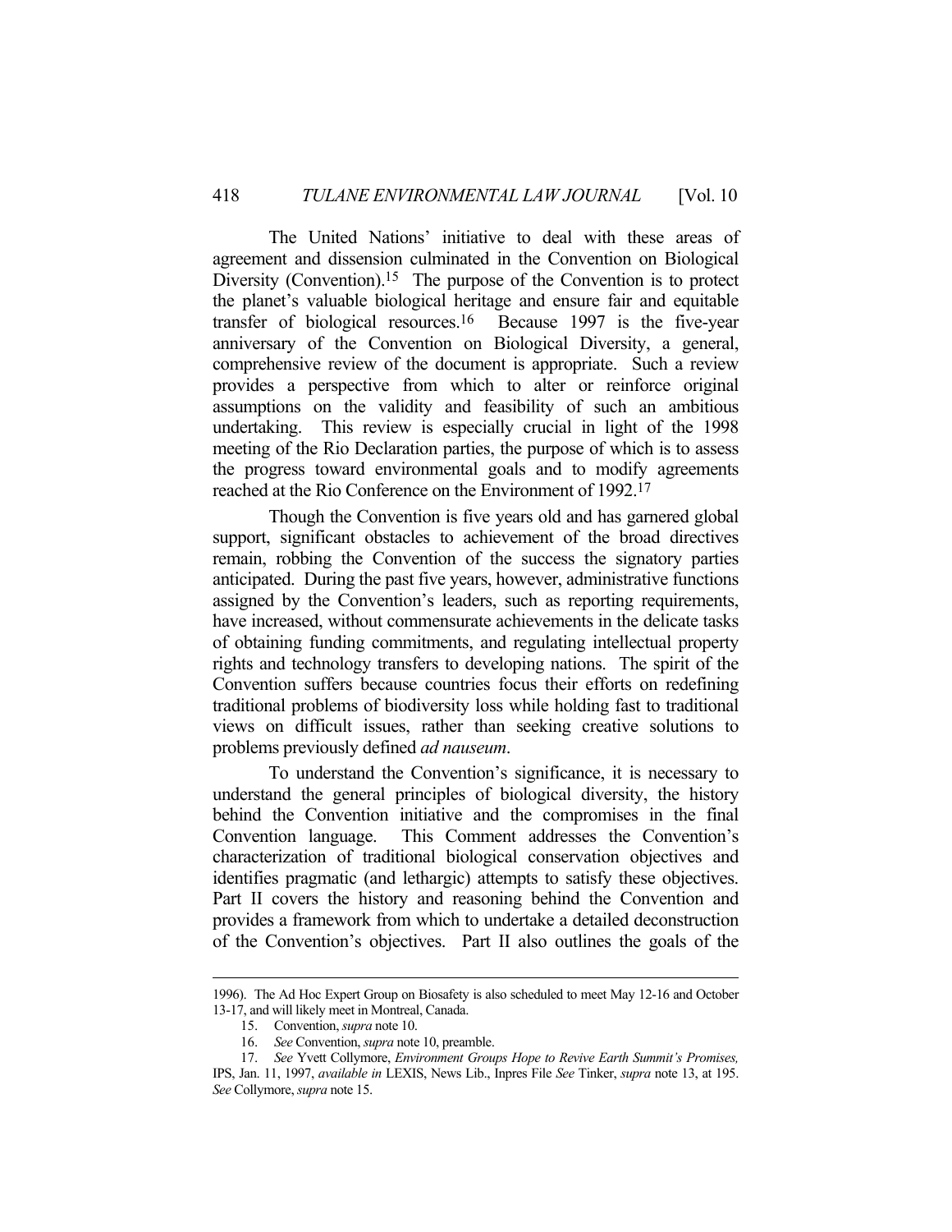The United Nations' initiative to deal with these areas of agreement and dissension culminated in the Convention on Biological Diversity (Convention).[15] The purpose of the Convention is to protect the planet's valuable biological heritage and ensure fair and equitable transfer of biological resources.[16] Because 1997 is the five-year anniversary of the Convention on Biological Diversity, a general, comprehensive review of the document is appropriate. Such a review provides a perspective from which to alter or reinforce original assumptions on the validity and feasibility of such an ambitious undertaking. This review is especially crucial in light of the 1998 meeting of the Rio Declaration parties, the purpose of which is to assess the progress toward environmental goals and to modify agreements reached at the Rio Conference on the Environment of 1992.[17]

Though the Convention is five years old and has garnered global support, significant obstacles to achievement of the broad directives remain, robbing the Convention of the success the signatory parties anticipated. During the past five years, however, administrative functions assigned by the Convention's leaders, such as reporting requirements, have increased, without commensurate achievements in the delicate tasks of obtaining funding commitments, and regulating intellectual property rights and technology transfers to developing nations. The spirit of the Convention suffers because countries focus their efforts on redefining traditional problems of biodiversity loss while holding fast to traditional views on difficult issues, rather than seeking creative solutions to problems previously defined *ad nauseum*.

To understand the Convention's significance, it is necessary to understand the general principles of biological diversity, the history behind the Convention initiative and the compromises in the final Convention language. This Comment addresses the Convention's characterization of traditional biological conservation objectives and identifies pragmatic (and lethargic) attempts to satisfy these objectives. Part II covers the history and reasoning behind the Convention and provides a framework from which to undertake a detailed deconstruction of the Convention's objectives. Part II also outlines the goals of the

---

1996). The Ad Hoc Expert Group on Biosafety is also scheduled to meet May 12-16 and October 13-17, and will likely meet in Montreal, Canada.

15. Convention, *supra* note 10.

16. *See* Convention, *supra* note 10, preamble.

17. *See* Yvett Collymore, *Environment Groups Hope to Revive Earth Summit's Promises,* IPS, Jan. 11, 1997, *available in* LEXIS, News Lib., Inpres File *See* Tinker, *supra* note 13, at 195. *See* Collymore, *supra* note 15.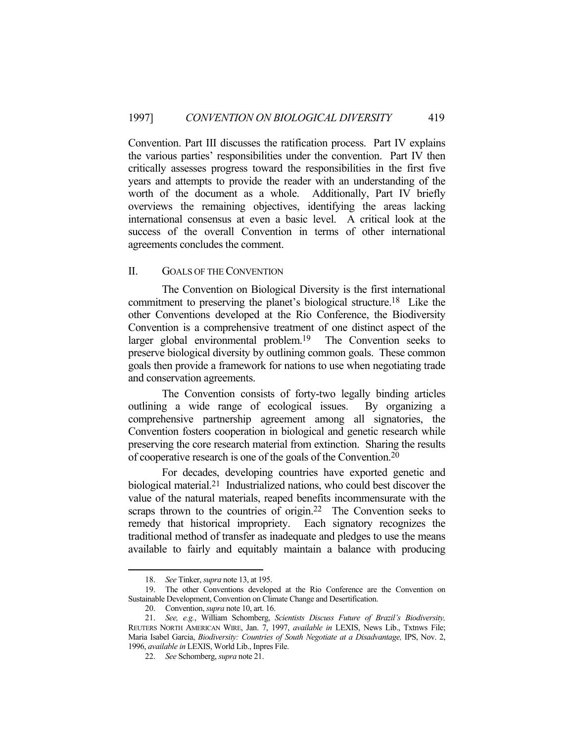Convention. Part III discusses the ratification process. Part IV explains the various parties' responsibilities under the convention. Part IV then critically assesses progress toward the responsibilities in the first five years and attempts to provide the reader with an understanding of the worth of the document as a whole. Additionally, Part IV briefly overviews the remaining objectives, identifying the areas lacking international consensus at even a basic level. A critical look at the success of the overall Convention in terms of other international agreements concludes the comment.

## II. GOALS OF THE CONVENTION

The Convention on Biological Diversity is the first international commitment to preserving the planet's biological structure.[18] Like the other Conventions developed at the Rio Conference, the Biodiversity Convention is a comprehensive treatment of one distinct aspect of the larger global environmental problem.[19] The Convention seeks to preserve biological diversity by outlining common goals. These common goals then provide a framework for nations to use when negotiating trade and conservation agreements.

The Convention consists of forty-two legally binding articles outlining a wide range of ecological issues. By organizing a comprehensive partnership agreement among all signatories, the Convention fosters cooperation in biological and genetic research while preserving the core research material from extinction. Sharing the results of cooperative research is one of the goals of the Convention.[20]

For decades, developing countries have exported genetic and biological material.[21] Industrialized nations, who could best discover the value of the natural materials, reaped benefits incommensurate with the scraps thrown to the countries of origin.[22] The Convention seeks to remedy that historical impropriety. Each signatory recognizes the traditional method of transfer as inadequate and pledges to use the means available to fairly and equitably maintain a balance with producing

---

18. *See* Tinker, *supra* note 13, at 195.

19. The other Conventions developed at the Rio Conference are the Convention on Sustainable Development, Convention on Climate Change and Desertification.

20. Convention, *supra* note 10, art. 16.

21. *See, e.g.*, William Schomberg, *Scientists Discuss Future of Brazil's Biodiversity,* REUTERS NORTH AMERICAN WIRE, Jan. 7, 1997, *available in* LEXIS, News Lib., Txtnws File; Maria Isabel Garcia, *Biodiversity: Countries of South Negotiate at a Disadvantage,* IPS, Nov. 2, 1996, *available in* LEXIS, World Lib., Inpres File.

22. *See* Schomberg, *supra* note 21.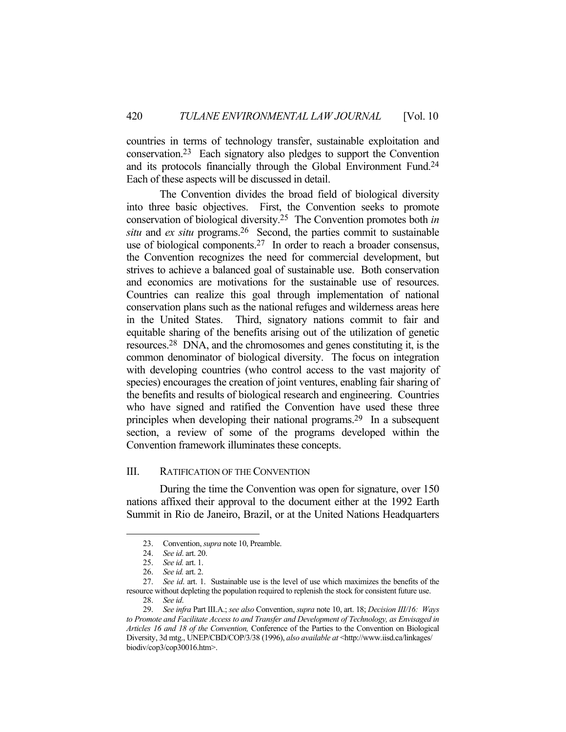countries in terms of technology transfer, sustainable exploitation and conservation.[23] Each signatory also pledges to support the Convention and its protocols financially through the Global Environment Fund.[24] Each of these aspects will be discussed in detail.

The Convention divides the broad field of biological diversity into three basic objectives. First, the Convention seeks to promote conservation of biological diversity.[25] The Convention promotes both *in situ* and *ex situ* programs.[26] Second, the parties commit to sustainable use of biological components.[27] In order to reach a broader consensus, the Convention recognizes the need for commercial development, but strives to achieve a balanced goal of sustainable use. Both conservation and economics are motivations for the sustainable use of resources. Countries can realize this goal through implementation of national conservation plans such as the national refuges and wilderness areas here in the United States. Third, signatory nations commit to fair and equitable sharing of the benefits arising out of the utilization of genetic resources.[28] DNA, and the chromosomes and genes constituting it, is the common denominator of biological diversity. The focus on integration with developing countries (who control access to the vast majority of species) encourages the creation of joint ventures, enabling fair sharing of the benefits and results of biological research and engineering. Countries who have signed and ratified the Convention have used these three principles when developing their national programs.[29] In a subsequent section, a review of some of the programs developed within the Convention framework illuminates these concepts.

## III. RATIFICATION OF THE CONVENTION

During the time the Convention was open for signature, over 150 nations affixed their approval to the document either at the 1992 Earth Summit in Rio de Janeiro, Brazil, or at the United Nations Headquarters

---

23. Convention, *supra* note 10, Preamble.

24. *See id*. art. 20.

25. *See id.* art. 1.

26. *See id.* art. 2.

27. *See id*. art. 1. Sustainable use is the level of use which maximizes the benefits of the resource without depleting the population required to replenish the stock for consistent future use.

28. *See id.*

29. *See infra* Part III.A.; *see also* Convention, *supra* note 10, art. 18; *Decision III/16: Ways to Promote and Facilitate Access to and Transfer and Development of Technology, as Envisaged in Articles 16 and 18 of the Convention,* Conference of the Parties to the Convention on Biological Diversity, 3d mtg., UNEP/CBD/COP/3/38 (1996), *also available at* <http://www.iisd.ca/linkages/biodiv/cop3/cop30016.htm>.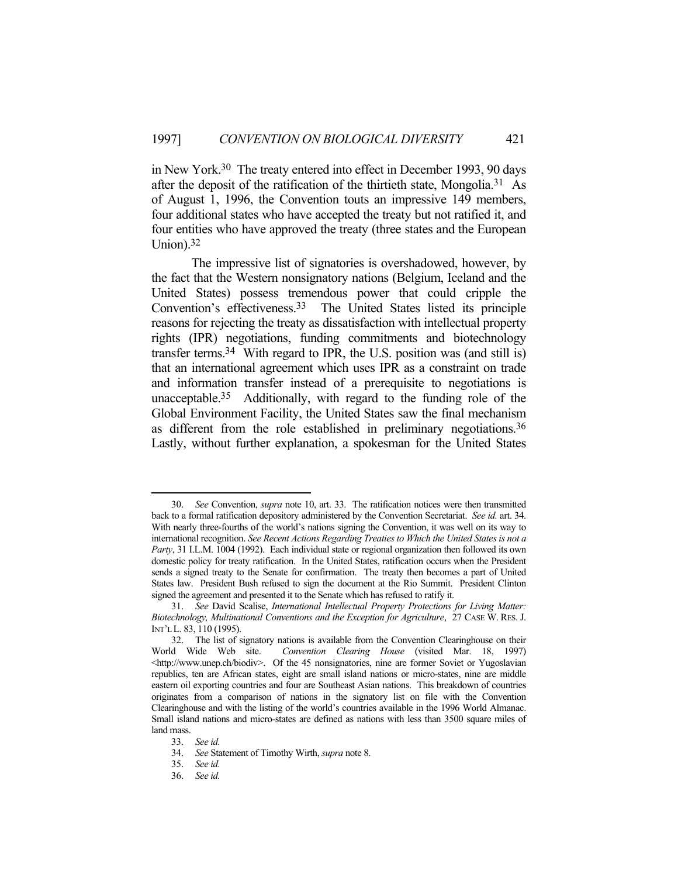in New York.[30] The treaty entered into effect in December 1993, 90 days after the deposit of the ratification of the thirtieth state, Mongolia.[31] As of August 1, 1996, the Convention touts an impressive 149 members, four additional states who have accepted the treaty but not ratified it, and four entities who have approved the treaty (three states and the European Union).[32]

The impressive list of signatories is overshadowed, however, by the fact that the Western nonsignatory nations (Belgium, Iceland and the United States) possess tremendous power that could cripple the Convention's effectiveness.[33] The United States listed its principle reasons for rejecting the treaty as dissatisfaction with intellectual property rights (IPR) negotiations, funding commitments and biotechnology transfer terms.[34] With regard to IPR, the U.S. position was (and still is) that an international agreement which uses IPR as a constraint on trade and information transfer instead of a prerequisite to negotiations is unacceptable.[35] Additionally, with regard to the funding role of the Global Environment Facility, the United States saw the final mechanism as different from the role established in preliminary negotiations.[36] Lastly, without further explanation, a spokesman for the United States

---

30. *See* Convention, *supra* note 10, art. 33. The ratification notices were then transmitted back to a formal ratification depository administered by the Convention Secretariat. *See id.* art. 34. With nearly three-fourths of the world's nations signing the Convention, it was well on its way to international recognition. *See Recent Actions Regarding Treaties to Which the United States is not a Party*, 31 I.L.M. 1004 (1992). Each individual state or regional organization then followed its own domestic policy for treaty ratification. In the United States, ratification occurs when the President sends a signed treaty to the Senate for confirmation. The treaty then becomes a part of United States law. President Bush refused to sign the document at the Rio Summit. President Clinton signed the agreement and presented it to the Senate which has refused to ratify it.

31. *See* David Scalise, *International Intellectual Property Protections for Living Matter: Biotechnology, Multinational Conventions and the Exception for Agriculture*, 27 CASE W. RES. J. INT'L L. 83, 110 (1995).

32. The list of signatory nations is available from the Convention Clearinghouse on their World Wide Web site. *Convention Clearing House* (visited Mar. 18, 1997) <http://www.unep.ch/biodiv>. Of the 45 nonsignatories, nine are former Soviet or Yugoslavian republics, ten are African states, eight are small island nations or micro-states, nine are middle eastern oil exporting countries and four are Southeast Asian nations. This breakdown of countries originates from a comparison of nations in the signatory list on file with the Convention Clearinghouse and with the listing of the world's countries available in the 1996 World Almanac. Small island nations and micro-states are defined as nations with less than 3500 square miles of land mass.

33. *See id.*

34. *See* Statement of Timothy Wirth, *supra* note 8.

35. *See id.*

36. *See id.*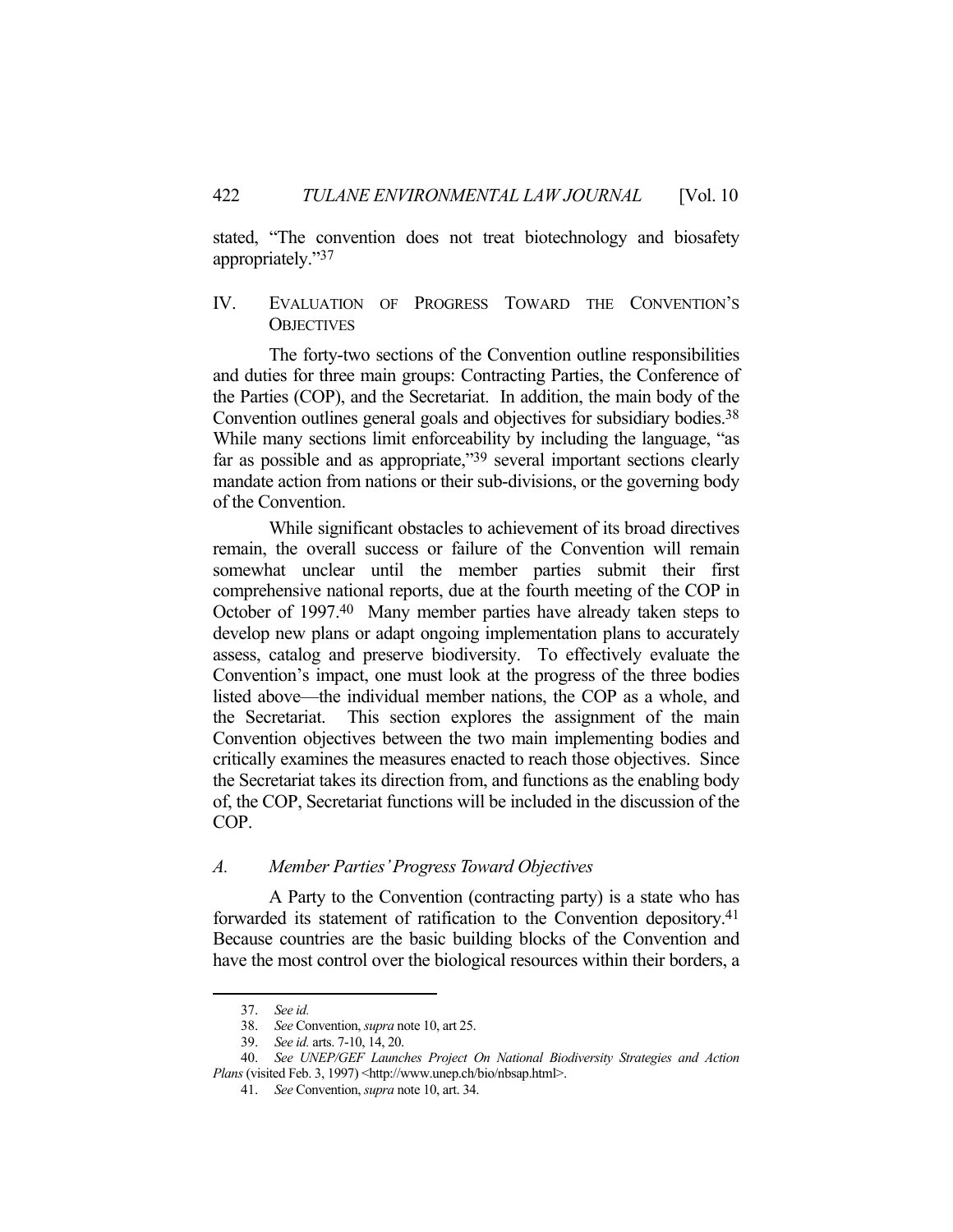stated, "The convention does not treat biotechnology and biosafety appropriately."[37]

## IV. Evaluation of Progress Toward the Convention's Objectives

The forty-two sections of the Convention outline responsibilities and duties for three main groups: Contracting Parties, the Conference of the Parties (COP), and the Secretariat. In addition, the main body of the Convention outlines general goals and objectives for subsidiary bodies.[38] While many sections limit enforceability by including the language, "as far as possible and as appropriate,"[39] several important sections clearly mandate action from nations or their sub-divisions, or the governing body of the Convention.

While significant obstacles to achievement of its broad directives remain, the overall success or failure of the Convention will remain somewhat unclear until the member parties submit their first comprehensive national reports, due at the fourth meeting of the COP in October of 1997.[40] Many member parties have already taken steps to develop new plans or adapt ongoing implementation plans to accurately assess, catalog and preserve biodiversity. To effectively evaluate the Convention's impact, one must look at the progress of the three bodies listed above—the individual member nations, the COP as a whole, and the Secretariat. This section explores the assignment of the main Convention objectives between the two main implementing bodies and critically examines the measures enacted to reach those objectives. Since the Secretariat takes its direction from, and functions as the enabling body of, the COP, Secretariat functions will be included in the discussion of the COP.

### *A. Member Parties' Progress Toward Objectives*

A Party to the Convention (contracting party) is a state who has forwarded its statement of ratification to the Convention depository.[41] Because countries are the basic building blocks of the Convention and have the most control over the biological resources within their borders, a

---

37. *See id.*

38. *See* Convention, *supra* note 10, art 25.

39. *See id.* arts. 7-10, 14, 20.

40. *See UNEP/GEF Launches Project On National Biodiversity Strategies and Action Plans* (visited Feb. 3, 1997) <http://www.unep.ch/bio/nbsap.html>.

41. *See* Convention, *supra* note 10, art. 34.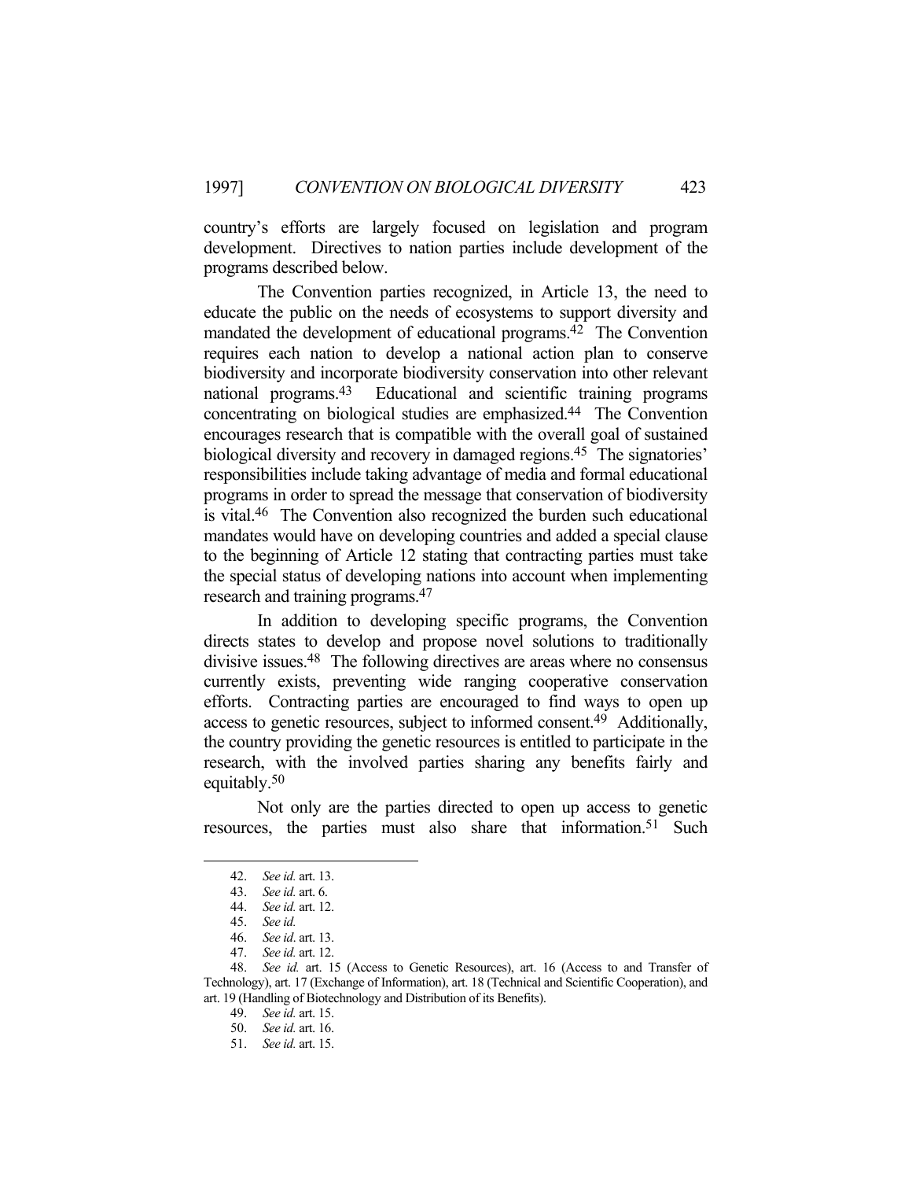country's efforts are largely focused on legislation and program development. Directives to nation parties include development of the programs described below.

The Convention parties recognized, in Article 13, the need to educate the public on the needs of ecosystems to support diversity and mandated the development of educational programs.[42] The Convention requires each nation to develop a national action plan to conserve biodiversity and incorporate biodiversity conservation into other relevant national programs.[43] Educational and scientific training programs concentrating on biological studies are emphasized.[44] The Convention encourages research that is compatible with the overall goal of sustained biological diversity and recovery in damaged regions.[45] The signatories' responsibilities include taking advantage of media and formal educational programs in order to spread the message that conservation of biodiversity is vital.[46] The Convention also recognized the burden such educational mandates would have on developing countries and added a special clause to the beginning of Article 12 stating that contracting parties must take the special status of developing nations into account when implementing research and training programs.[47]

In addition to developing specific programs, the Convention directs states to develop and propose novel solutions to traditionally divisive issues.[48] The following directives are areas where no consensus currently exists, preventing wide ranging cooperative conservation efforts. Contracting parties are encouraged to find ways to open up access to genetic resources, subject to informed consent.[49] Additionally, the country providing the genetic resources is entitled to participate in the research, with the involved parties sharing any benefits fairly and equitably.[50]

Not only are the parties directed to open up access to genetic resources, the parties must also share that information.[51] Such

---

42. *See id.* art. 13.

43. *See id.* art. 6.

44. *See id.* art. 12.

45. *See id.*

46. *See id*. art. 13.

47. *See id.* art. 12.

48. *See id.* art. 15 (Access to Genetic Resources), art. 16 (Access to and Transfer of Technology), art. 17 (Exchange of Information), art. 18 (Technical and Scientific Cooperation), and art. 19 (Handling of Biotechnology and Distribution of its Benefits).

49. *See id.* art. 15.

50. *See id.* art. 16.

51. *See id.* art. 15.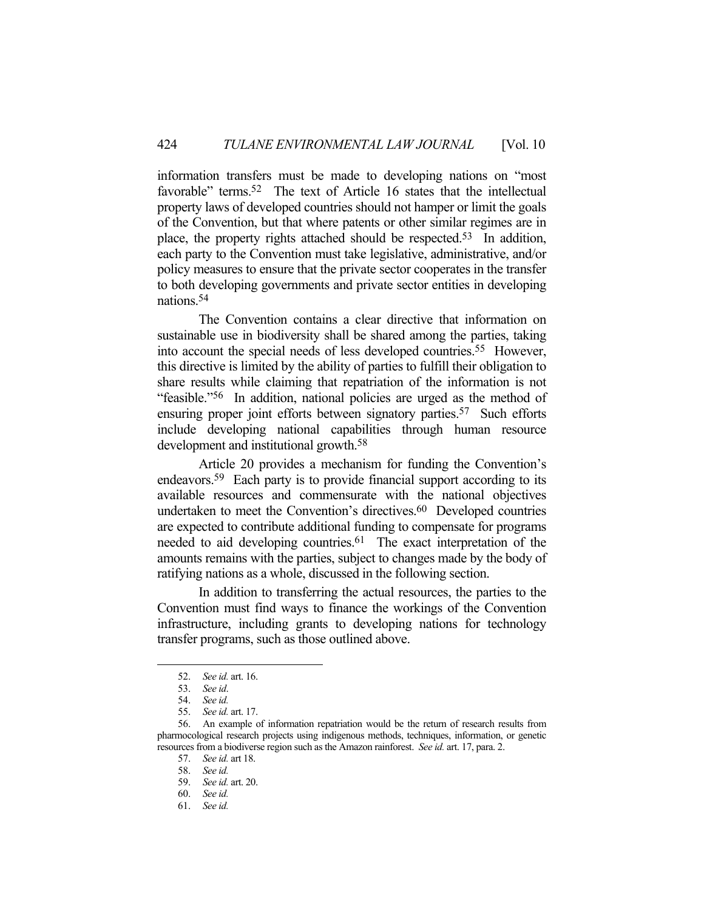information transfers must be made to developing nations on "most favorable" terms.[52] The text of Article 16 states that the intellectual property laws of developed countries should not hamper or limit the goals of the Convention, but that where patents or other similar regimes are in place, the property rights attached should be respected.[53] In addition, each party to the Convention must take legislative, administrative, and/or policy measures to ensure that the private sector cooperates in the transfer to both developing governments and private sector entities in developing nations.[54]

The Convention contains a clear directive that information on sustainable use in biodiversity shall be shared among the parties, taking into account the special needs of less developed countries.[55] However, this directive is limited by the ability of parties to fulfill their obligation to share results while claiming that repatriation of the information is not "feasible."[56] In addition, national policies are urged as the method of ensuring proper joint efforts between signatory parties.[57] Such efforts include developing national capabilities through human resource development and institutional growth.[58]

Article 20 provides a mechanism for funding the Convention's endeavors.[59] Each party is to provide financial support according to its available resources and commensurate with the national objectives undertaken to meet the Convention's directives.[60] Developed countries are expected to contribute additional funding to compensate for programs needed to aid developing countries.[61] The exact interpretation of the amounts remains with the parties, subject to changes made by the body of ratifying nations as a whole, discussed in the following section.

In addition to transferring the actual resources, the parties to the Convention must find ways to finance the workings of the Convention infrastructure, including grants to developing nations for technology transfer programs, such as those outlined above.

---

52. *See id.* art. 16.

53. *See id*.

54. *See id.*

55. *See id.* art. 17.

56. An example of information repatriation would be the return of research results from pharmocological research projects using indigenous methods, techniques, information, or genetic resources from a biodiverse region such as the Amazon rainforest. *See id.* art. 17, para. 2.

57. *See id.* art 18.

58. *See id.*

59. *See id.* art. 20.

60. *See id.*

61. *See id.*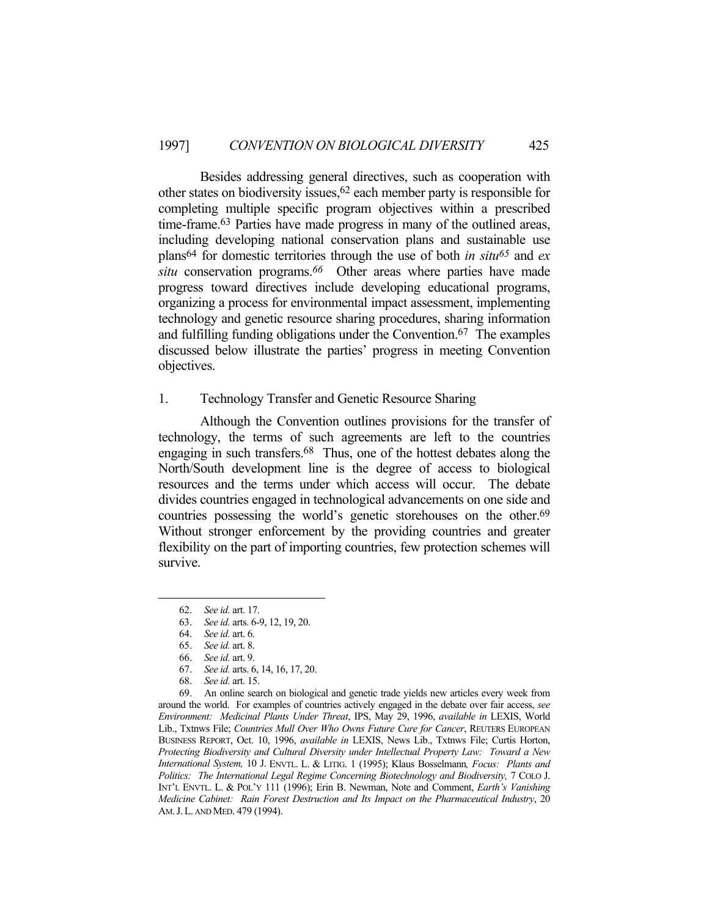Besides addressing general directives, such as cooperation with other states on biodiversity issues,[62] each member party is responsible for completing multiple specific program objectives within a prescribed time-frame.[63] Parties have made progress in many of the outlined areas, including developing national conservation plans and sustainable use plans[64] for domestic territories through the use of both *in situ*[65] and *ex situ* conservation programs.[66] Other areas where parties have made progress toward directives include developing educational programs, organizing a process for environmental impact assessment, implementing technology and genetic resource sharing procedures, sharing information and fulfilling funding obligations under the Convention.[67] The examples discussed below illustrate the parties' progress in meeting Convention objectives.

### 1. Technology Transfer and Genetic Resource Sharing

Although the Convention outlines provisions for the transfer of technology, the terms of such agreements are left to the countries engaging in such transfers.[68] Thus, one of the hottest debates along the North/South development line is the degree of access to biological resources and the terms under which access will occur. The debate divides countries engaged in technological advancements on one side and countries possessing the world's genetic storehouses on the other.[69] Without stronger enforcement by the providing countries and greater flexibility on the part of importing countries, few protection schemes will survive.

---

62. *See id.* art. 17.

63. *See id.* arts. 6-9, 12, 19, 20.

64. *See id.* art. 6.

65. *See id.* art. 8.

66. *See id.* art. 9.

67. *See id.* arts. 6, 14, 16, 17, 20.

68. *See id.* art. 15.

69. An online search on biological and genetic trade yields new articles every week from around the world. For examples of countries actively engaged in the debate over fair access, *see Environment: Medicinal Plants Under Threat*, IPS, May 29, 1996, *available in* LEXIS, World Lib., Txtnws File; *Countries Mull Over Who Owns Future Cure for Cancer*, REUTERS EUROPEAN BUSINESS REPORT, Oct. 10, 1996, *available in* LEXIS, News Lib., Txtnws File; Curtis Horton, *Protecting Biodiversity and Cultural Diversity under Intellectual Property Law: Toward a New International System,* 10 J. ENVTL. L. & LITIG. 1 (1995); Klaus Bosselmann*, Focus: Plants and Politics: The International Legal Regime Concerning Biotechnology and Biodiversity,* 7 COLO J. INT'L ENVTL. L. & POL'Y 111 (1996); Erin B. Newman, Note and Comment, *Earth's Vanishing Medicine Cabinet: Rain Forest Destruction and Its Impact on the Pharmaceutical Industry*, 20 AM. J. L. AND MED. 479 (1994).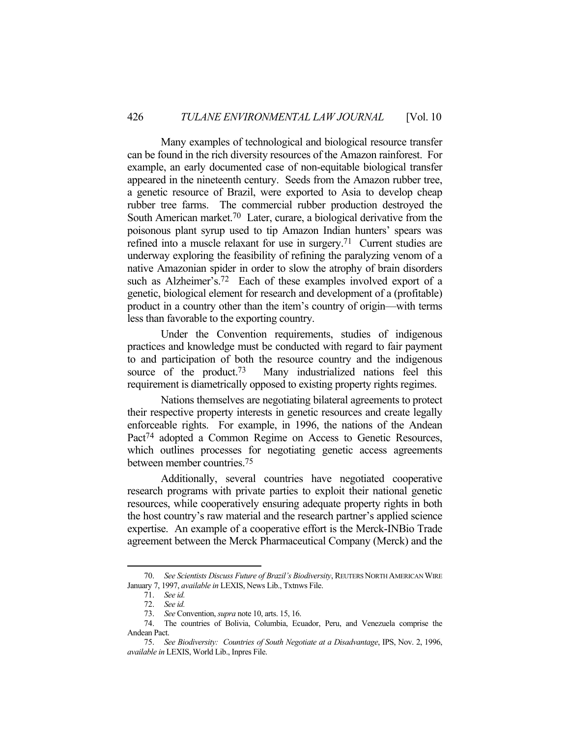Many examples of technological and biological resource transfer can be found in the rich diversity resources of the Amazon rainforest. For example, an early documented case of non-equitable biological transfer appeared in the nineteenth century. Seeds from the Amazon rubber tree, a genetic resource of Brazil, were exported to Asia to develop cheap rubber tree farms. The commercial rubber production destroyed the South American market.[70] Later, curare, a biological derivative from the poisonous plant syrup used to tip Amazon Indian hunters' spears was refined into a muscle relaxant for use in surgery.[71] Current studies are underway exploring the feasibility of refining the paralyzing venom of a native Amazonian spider in order to slow the atrophy of brain disorders such as Alzheimer's.[72] Each of these examples involved export of a genetic, biological element for research and development of a (profitable) product in a country other than the item's country of origin—with terms less than favorable to the exporting country.

Under the Convention requirements, studies of indigenous practices and knowledge must be conducted with regard to fair payment to and participation of both the resource country and the indigenous source of the product.[73] Many industrialized nations feel this requirement is diametrically opposed to existing property rights regimes.

Nations themselves are negotiating bilateral agreements to protect their respective property interests in genetic resources and create legally enforceable rights. For example, in 1996, the nations of the Andean Pact[74] adopted a Common Regime on Access to Genetic Resources, which outlines processes for negotiating genetic access agreements between member countries.[75]

Additionally, several countries have negotiated cooperative research programs with private parties to exploit their national genetic resources, while cooperatively ensuring adequate property rights in both the host country's raw material and the research partner's applied science expertise. An example of a cooperative effort is the Merck-INBio Trade agreement between the Merck Pharmaceutical Company (Merck) and the

---

70. *See Scientists Discuss Future of Brazil's Biodiversity*, REUTERS NORTH AMERICAN WIRE January 7, 1997, *available in* LEXIS, News Lib., Txtnws File.

71. *See id.*

72. *See id.*

73. *See* Convention, *supra* note 10, arts. 15, 16.

74. The countries of Bolivia, Columbia, Ecuador, Peru, and Venezuela comprise the Andean Pact.

75. *See Biodiversity: Countries of South Negotiate at a Disadvantage*, IPS, Nov. 2, 1996, *available in* LEXIS, World Lib., Inpres File.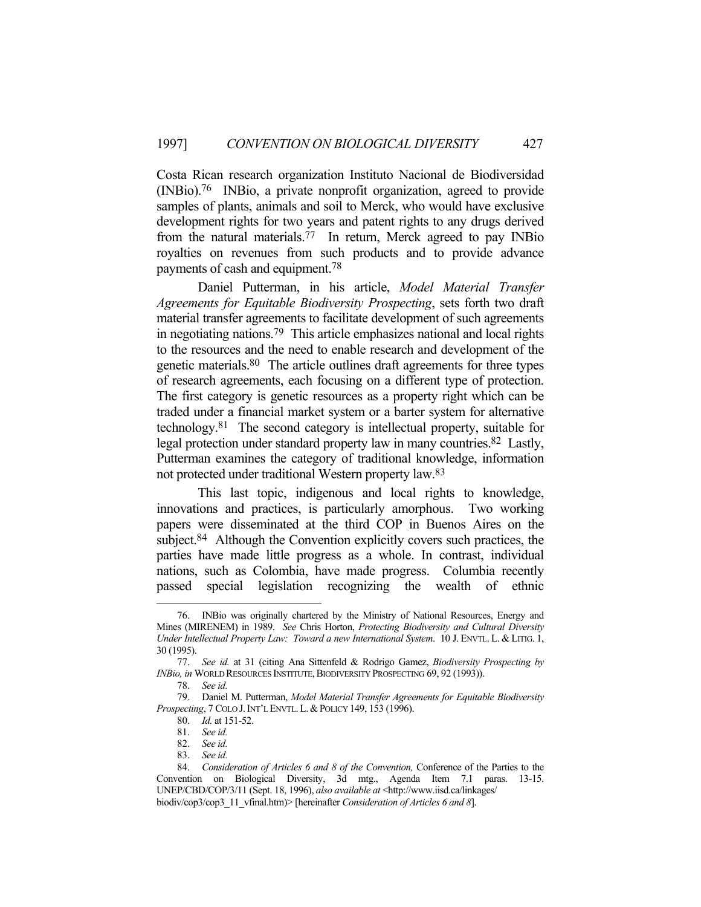Costa Rican research organization Instituto Nacional de Biodiversidad (INBio).[76] INBio, a private nonprofit organization, agreed to provide samples of plants, animals and soil to Merck, who would have exclusive development rights for two years and patent rights to any drugs derived from the natural materials.[77] In return, Merck agreed to pay INBio royalties on revenues from such products and to provide advance payments of cash and equipment.[78]

Daniel Putterman, in his article, *Model Material Transfer Agreements for Equitable Biodiversity Prospecting*, sets forth two draft material transfer agreements to facilitate development of such agreements in negotiating nations.[79] This article emphasizes national and local rights to the resources and the need to enable research and development of the genetic materials.[80] The article outlines draft agreements for three types of research agreements, each focusing on a different type of protection. The first category is genetic resources as a property right which can be traded under a financial market system or a barter system for alternative technology.[81] The second category is intellectual property, suitable for legal protection under standard property law in many countries.[82] Lastly, Putterman examines the category of traditional knowledge, information not protected under traditional Western property law.[83]

This last topic, indigenous and local rights to knowledge, innovations and practices, is particularly amorphous. Two working papers were disseminated at the third COP in Buenos Aires on the subject.[84] Although the Convention explicitly covers such practices, the parties have made little progress as a whole. In contrast, individual nations, such as Colombia, have made progress. Columbia recently passed special legislation recognizing the wealth of ethnic

---

76. INBio was originally chartered by the Ministry of National Resources, Energy and Mines (MIRENEM) in 1989. *See* Chris Horton, *Protecting Biodiversity and Cultural Diversity Under Intellectual Property Law: Toward a new International System*. 10 J. ENVTL. L. & LITIG. 1, 30 (1995).

77. *See id.* at 31 (citing Ana Sittenfeld & Rodrigo Gamez, *Biodiversity Prospecting by INBio, in* WORLD RESOURCES INSTITUTE, BIODIVERSITY PROSPECTING 69, 92 (1993)).

78. *See id.*

79. Daniel M. Putterman, *Model Material Transfer Agreements for Equitable Biodiversity Prospecting*, 7 COLO J. INT'L ENVTL. L. & POLICY 149, 153 (1996).

80. *Id.* at 151-52.

81. *See id.*

82. *See id.*

83. *See id.*

84. *Consideration of Articles 6 and 8 of the Convention,* Conference of the Parties to the Convention on Biological Diversity, 3d mtg., Agenda Item 7.1 paras. 13-15. UNEP/CBD/COP/3/11 (Sept. 18, 1996), *also available at* <http://www.iisd.ca/linkages/biodiv/cop3/cop3_11_vfinal.htm)> [hereinafter *Consideration of Articles 6 and 8*].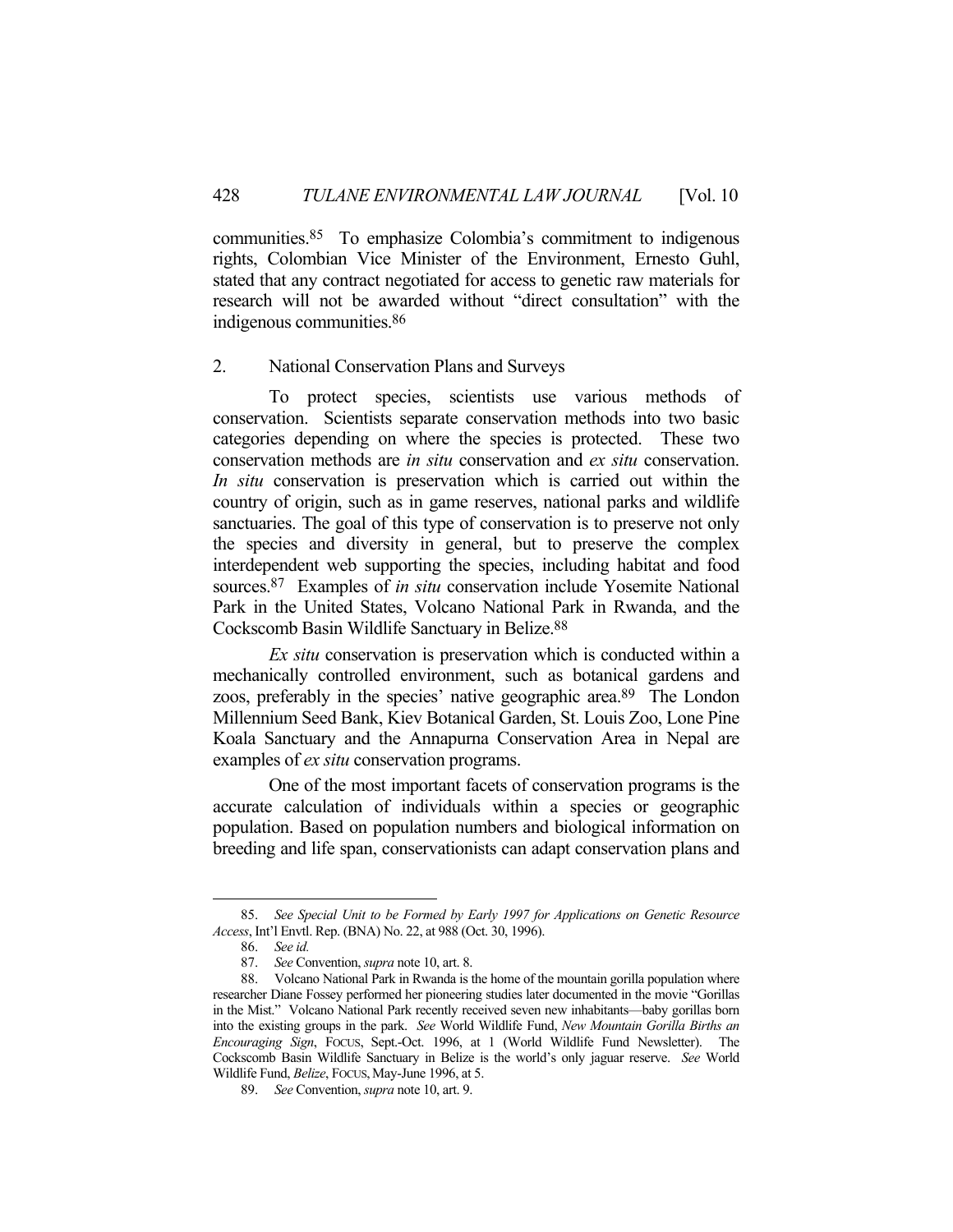communities.[85] To emphasize Colombia's commitment to indigenous rights, Colombian Vice Minister of the Environment, Ernesto Guhl, stated that any contract negotiated for access to genetic raw materials for research will not be awarded without "direct consultation" with the indigenous communities.[86]

### 2. National Conservation Plans and Surveys

To protect species, scientists use various methods of conservation. Scientists separate conservation methods into two basic categories depending on where the species is protected. These two conservation methods are *in situ* conservation and *ex situ* conservation. *In situ* conservation is preservation which is carried out within the country of origin, such as in game reserves, national parks and wildlife sanctuaries. The goal of this type of conservation is to preserve not only the species and diversity in general, but to preserve the complex interdependent web supporting the species, including habitat and food sources.[87] Examples of *in situ* conservation include Yosemite National Park in the United States, Volcano National Park in Rwanda, and the Cockscomb Basin Wildlife Sanctuary in Belize.[88]

*Ex situ* conservation is preservation which is conducted within a mechanically controlled environment, such as botanical gardens and zoos, preferably in the species' native geographic area.[89] The London Millennium Seed Bank, Kiev Botanical Garden, St. Louis Zoo, Lone Pine Koala Sanctuary and the Annapurna Conservation Area in Nepal are examples of *ex situ* conservation programs.

One of the most important facets of conservation programs is the accurate calculation of individuals within a species or geographic population. Based on population numbers and biological information on breeding and life span, conservationists can adapt conservation plans and

---

85. *See Special Unit to be Formed by Early 1997 for Applications on Genetic Resource Access*, Int'l Envtl. Rep. (BNA) No. 22, at 988 (Oct. 30, 1996).

86. *See id.*

87. *See* Convention, *supra* note 10, art. 8.

88. Volcano National Park in Rwanda is the home of the mountain gorilla population where researcher Diane Fossey performed her pioneering studies later documented in the movie "Gorillas in the Mist." Volcano National Park recently received seven new inhabitants—baby gorillas born into the existing groups in the park. *See* World Wildlife Fund, *New Mountain Gorilla Births an Encouraging Sign*, FOCUS, Sept.-Oct. 1996, at 1 (World Wildlife Fund Newsletter). The Cockscomb Basin Wildlife Sanctuary in Belize is the world's only jaguar reserve. *See* World Wildlife Fund, *Belize*, FOCUS, May-June 1996, at 5.

89. *See* Convention, *supra* note 10, art. 9.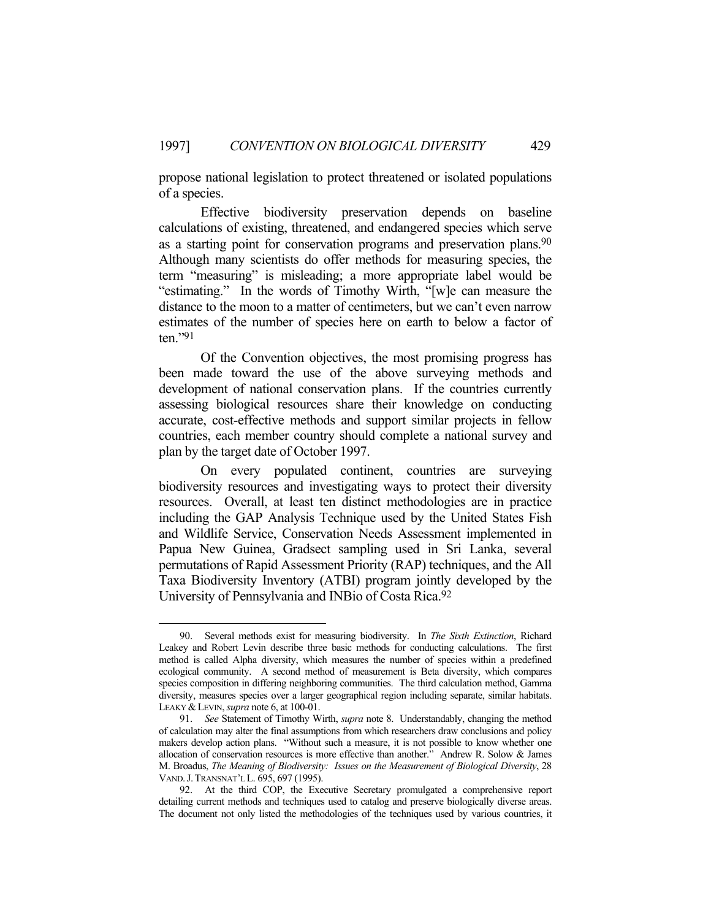propose national legislation to protect threatened or isolated populations of a species.

Effective biodiversity preservation depends on baseline calculations of existing, threatened, and endangered species which serve as a starting point for conservation programs and preservation plans.[90] Although many scientists do offer methods for measuring species, the term "measuring" is misleading; a more appropriate label would be "estimating." In the words of Timothy Wirth, "[w]e can measure the distance to the moon to a matter of centimeters, but we can't even narrow estimates of the number of species here on earth to below a factor of ten."[91]

Of the Convention objectives, the most promising progress has been made toward the use of the above surveying methods and development of national conservation plans. If the countries currently assessing biological resources share their knowledge on conducting accurate, cost-effective methods and support similar projects in fellow countries, each member country should complete a national survey and plan by the target date of October 1997.

On every populated continent, countries are surveying biodiversity resources and investigating ways to protect their diversity resources. Overall, at least ten distinct methodologies are in practice including the GAP Analysis Technique used by the United States Fish and Wildlife Service, Conservation Needs Assessment implemented in Papua New Guinea, Gradsect sampling used in Sri Lanka, several permutations of Rapid Assessment Priority (RAP) techniques, and the All Taxa Biodiversity Inventory (ATBI) program jointly developed by the University of Pennsylvania and INBio of Costa Rica.[92]

---

90. Several methods exist for measuring biodiversity. In *The Sixth Extinction*, Richard Leakey and Robert Levin describe three basic methods for conducting calculations. The first method is called Alpha diversity, which measures the number of species within a predefined ecological community. A second method of measurement is Beta diversity, which compares species composition in differing neighboring communities. The third calculation method, Gamma diversity, measures species over a larger geographical region including separate, similar habitats. LEAKY & LEVIN, *supra* note 6, at 100-01.

91. *See* Statement of Timothy Wirth, *supra* note 8. Understandably, changing the method of calculation may alter the final assumptions from which researchers draw conclusions and policy makers develop action plans. "Without such a measure, it is not possible to know whether one allocation of conservation resources is more effective than another." Andrew R. Solow & James M. Broadus, *The Meaning of Biodiversity: Issues on the Measurement of Biological Diversity*, 28 VAND. J. TRANSNAT'L L. 695, 697 (1995).

92. At the third COP, the Executive Secretary promulgated a comprehensive report detailing current methods and techniques used to catalog and preserve biologically diverse areas. The document not only listed the methodologies of the techniques used by various countries, it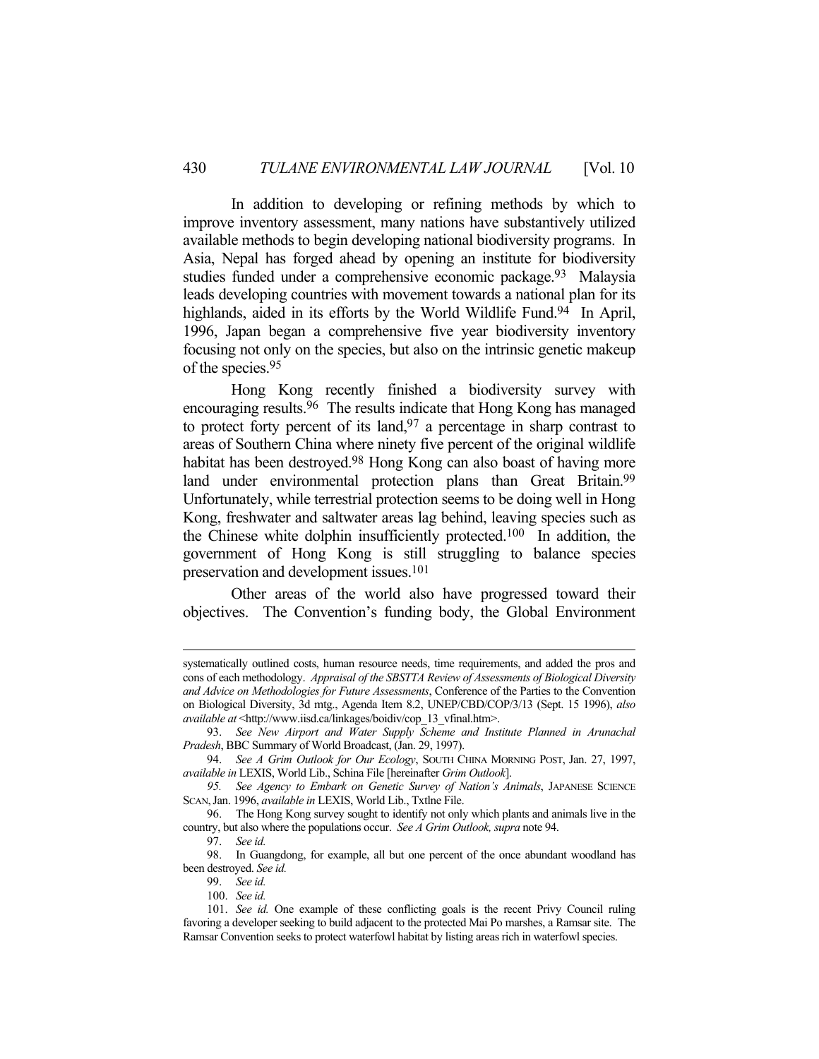In addition to developing or refining methods by which to improve inventory assessment, many nations have substantively utilized available methods to begin developing national biodiversity programs. In Asia, Nepal has forged ahead by opening an institute for biodiversity studies funded under a comprehensive economic package.[93] Malaysia leads developing countries with movement towards a national plan for its highlands, aided in its efforts by the World Wildlife Fund.[94] In April, 1996, Japan began a comprehensive five year biodiversity inventory focusing not only on the species, but also on the intrinsic genetic makeup of the species.[95]

Hong Kong recently finished a biodiversity survey with encouraging results.[96] The results indicate that Hong Kong has managed to protect forty percent of its land,[97] a percentage in sharp contrast to areas of Southern China where ninety five percent of the original wildlife habitat has been destroyed.[98] Hong Kong can also boast of having more land under environmental protection plans than Great Britain.[99] Unfortunately, while terrestrial protection seems to be doing well in Hong Kong, freshwater and saltwater areas lag behind, leaving species such as the Chinese white dolphin insufficiently protected.[100] In addition, the government of Hong Kong is still struggling to balance species preservation and development issues.[101]

Other areas of the world also have progressed toward their objectives. The Convention's funding body, the Global Environment

---

systematically outlined costs, human resource needs, time requirements, and added the pros and cons of each methodology. *Appraisal of the SBSTTA Review of Assessments of Biological Diversity and Advice on Methodologies for Future Assessments*, Conference of the Parties to the Convention on Biological Diversity, 3d mtg., Agenda Item 8.2, UNEP/CBD/COP/3/13 (Sept. 15 1996), *also available at* <http://www.iisd.ca/linkages/boidiv/cop_13_vfinal.htm>.

93. *See New Airport and Water Supply Scheme and Institute Planned in Arunachal Pradesh*, BBC Summary of World Broadcast, (Jan. 29, 1997).

94. *See A Grim Outlook for Our Ecology*, SOUTH CHINA MORNING POST, Jan. 27, 1997, *available in* LEXIS, World Lib., Schina File [hereinafter *Grim Outlook*].

95. *See Agency to Embark on Genetic Survey of Nation's Animals*, JAPANESE SCIENCE SCAN, Jan. 1996, *available in* LEXIS, World Lib., Txtlne File.

96. The Hong Kong survey sought to identify not only which plants and animals live in the country, but also where the populations occur. *See A Grim Outlook, supra* note 94.

97. *See id.*

98. In Guangdong, for example, all but one percent of the once abundant woodland has been destroyed. *See id.*

99. *See id.*

100. *See id.*

101. *See id.* One example of these conflicting goals is the recent Privy Council ruling favoring a developer seeking to build adjacent to the protected Mai Po marshes, a Ramsar site. The Ramsar Convention seeks to protect waterfowl habitat by listing areas rich in waterfowl species.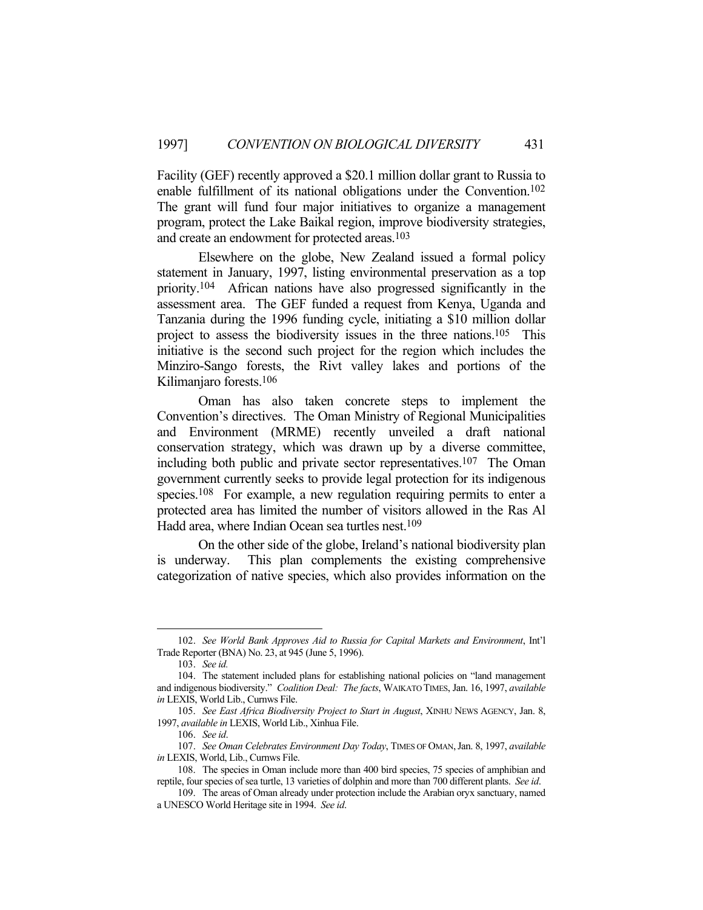Facility (GEF) recently approved a $20.1 million dollar grant to Russia to enable fulfillment of its national obligations under the Convention.[102] The grant will fund four major initiatives to organize a management program, protect the Lake Baikal region, improve biodiversity strategies, and create an endowment for protected areas.[103]

Elsewhere on the globe, New Zealand issued a formal policy statement in January, 1997, listing environmental preservation as a top priority.[104] African nations have also progressed significantly in the assessment area. The GEF funded a request from Kenya, Uganda and Tanzania during the 1996 funding cycle, initiating a $10 million dollar project to assess the biodiversity issues in the three nations.[105] This initiative is the second such project for the region which includes the Minziro-Sango forests, the Rivt valley lakes and portions of the Kilimanjaro forests.[106]

Oman has also taken concrete steps to implement the Convention's directives. The Oman Ministry of Regional Municipalities and Environment (MRME) recently unveiled a draft national conservation strategy, which was drawn up by a diverse committee, including both public and private sector representatives.[107] The Oman government currently seeks to provide legal protection for its indigenous species.[108] For example, a new regulation requiring permits to enter a protected area has limited the number of visitors allowed in the Ras Al Hadd area, where Indian Ocean sea turtles nest.[109]

On the other side of the globe, Ireland's national biodiversity plan is underway. This plan complements the existing comprehensive categorization of native species, which also provides information on the

---

102. *See World Bank Approves Aid to Russia for Capital Markets and Environment*, Int'l Trade Reporter (BNA) No. 23, at 945 (June 5, 1996).

103. *See id.*

104. The statement included plans for establishing national policies on "land management and indigenous biodiversity." *Coalition Deal: The facts*, WAIKATO TIMES, Jan. 16, 1997, *available in* LEXIS, World Lib., Curnws File.

105. *See East Africa Biodiversity Project to Start in August*, XINHU NEWS AGENCY, Jan. 8, 1997, *available in* LEXIS, World Lib., Xinhua File.

106. *See id*.

107. *See Oman Celebrates Environment Day Today*, TIMES OF OMAN, Jan. 8, 1997, *available in* LEXIS, World, Lib., Curnws File.

108. The species in Oman include more than 400 bird species, 75 species of amphibian and reptile, four species of sea turtle, 13 varieties of dolphin and more than 700 different plants. *See id*.

109. The areas of Oman already under protection include the Arabian oryx sanctuary, named a UNESCO World Heritage site in 1994. *See id*.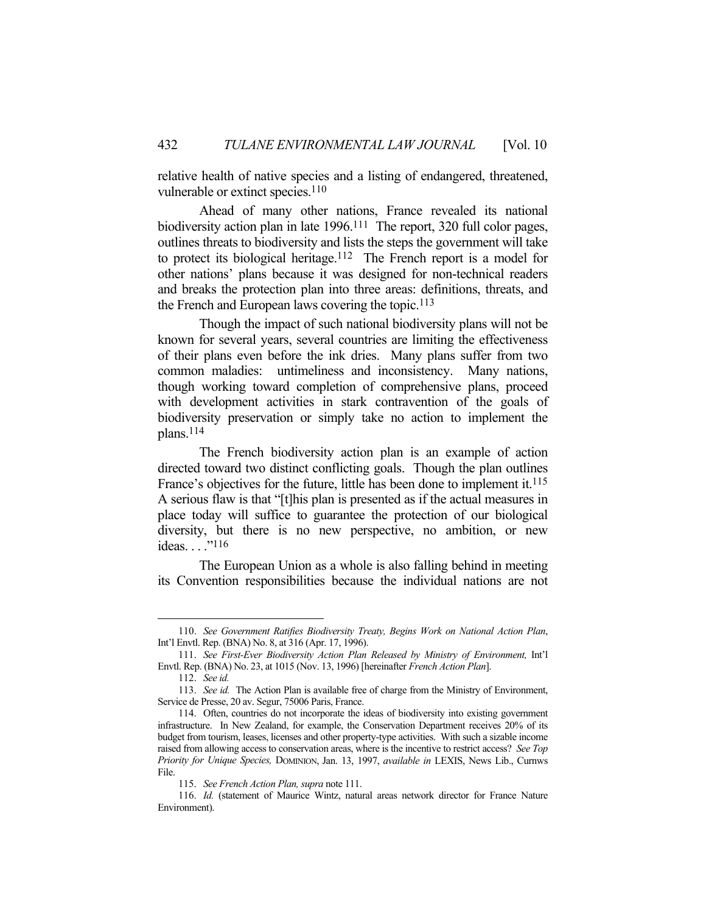relative health of native species and a listing of endangered, threatened, vulnerable or extinct species.[110]

Ahead of many other nations, France revealed its national biodiversity action plan in late 1996.[111] The report, 320 full color pages, outlines threats to biodiversity and lists the steps the government will take to protect its biological heritage.[112] The French report is a model for other nations' plans because it was designed for non-technical readers and breaks the protection plan into three areas: definitions, threats, and the French and European laws covering the topic.[113]

Though the impact of such national biodiversity plans will not be known for several years, several countries are limiting the effectiveness of their plans even before the ink dries. Many plans suffer from two common maladies: untimeliness and inconsistency. Many nations, though working toward completion of comprehensive plans, proceed with development activities in stark contravention of the goals of biodiversity preservation or simply take no action to implement the plans.[114]

The French biodiversity action plan is an example of action directed toward two distinct conflicting goals. Though the plan outlines France's objectives for the future, little has been done to implement it.[115] A serious flaw is that "[t]his plan is presented as if the actual measures in place today will suffice to guarantee the protection of our biological diversity, but there is no new perspective, no ambition, or new ideas. . . ."[116]

The European Union as a whole is also falling behind in meeting its Convention responsibilities because the individual nations are not

---

110. *See Government Ratifies Biodiversity Treaty, Begins Work on National Action Plan*, Int'l Envtl. Rep. (BNA) No. 8, at 316 (Apr. 17, 1996).

111. *See First-Ever Biodiversity Action Plan Released by Ministry of Environment,* Int'l Envtl. Rep. (BNA) No. 23, at 1015 (Nov. 13, 1996) [hereinafter *French Action Plan*].

112. *See id.*

113. *See id.* The Action Plan is available free of charge from the Ministry of Environment, Service de Presse, 20 av. Segur, 75006 Paris, France.

114. Often, countries do not incorporate the ideas of biodiversity into existing government infrastructure. In New Zealand, for example, the Conservation Department receives 20% of its budget from tourism, leases, licenses and other property-type activities. With such a sizable income raised from allowing access to conservation areas, where is the incentive to restrict access? *See Top Priority for Unique Species,* DOMINION, Jan. 13, 1997, *available in* LEXIS, News Lib., Curnws File.

115. *See French Action Plan, supra* note 111.

116. *Id.* (statement of Maurice Wintz, natural areas network director for France Nature Environment).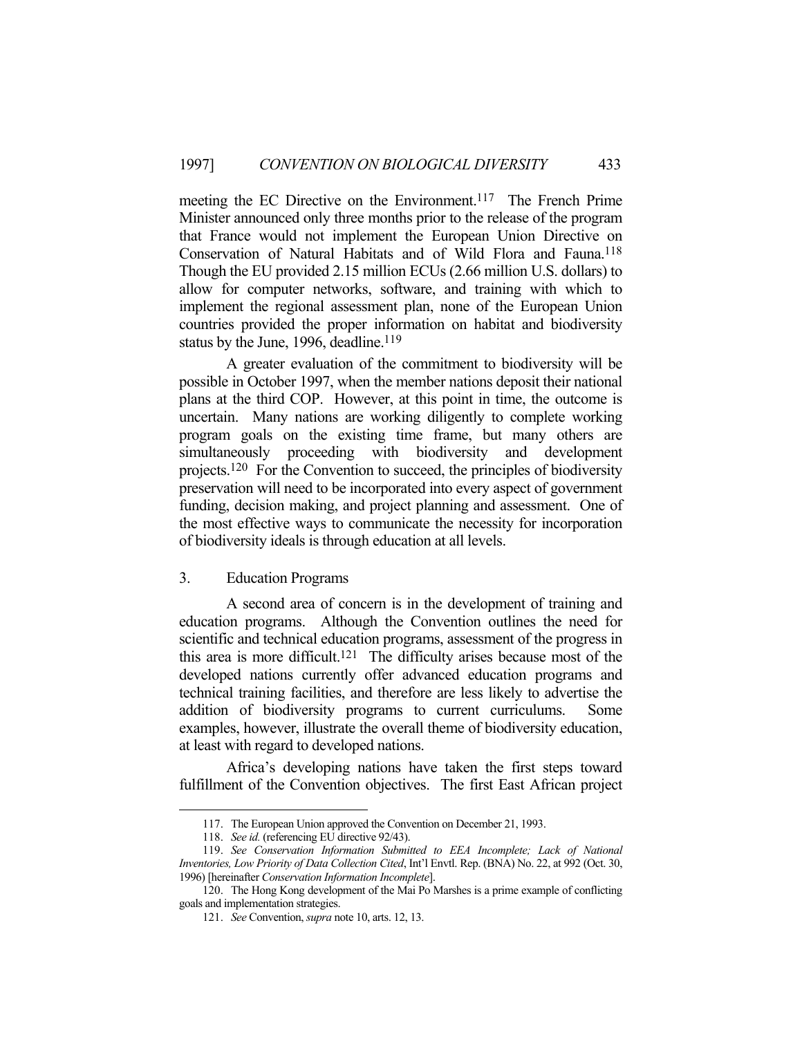meeting the EC Directive on the Environment.[117] The French Prime Minister announced only three months prior to the release of the program that France would not implement the European Union Directive on Conservation of Natural Habitats and of Wild Flora and Fauna.[118] Though the EU provided 2.15 million ECUs (2.66 million U.S. dollars) to allow for computer networks, software, and training with which to implement the regional assessment plan, none of the European Union countries provided the proper information on habitat and biodiversity status by the June, 1996, deadline.[119]

A greater evaluation of the commitment to biodiversity will be possible in October 1997, when the member nations deposit their national plans at the third COP. However, at this point in time, the outcome is uncertain. Many nations are working diligently to complete working program goals on the existing time frame, but many others are simultaneously proceeding with biodiversity and development projects.[120] For the Convention to succeed, the principles of biodiversity preservation will need to be incorporated into every aspect of government funding, decision making, and project planning and assessment. One of the most effective ways to communicate the necessity for incorporation of biodiversity ideals is through education at all levels.

### 3. Education Programs

A second area of concern is in the development of training and education programs. Although the Convention outlines the need for scientific and technical education programs, assessment of the progress in this area is more difficult.[121] The difficulty arises because most of the developed nations currently offer advanced education programs and technical training facilities, and therefore are less likely to advertise the addition of biodiversity programs to current curriculums. Some examples, however, illustrate the overall theme of biodiversity education, at least with regard to developed nations.

Africa's developing nations have taken the first steps toward fulfillment of the Convention objectives. The first East African project

---

117. The European Union approved the Convention on December 21, 1993.

118. *See id.* (referencing EU directive 92/43).

119. *See Conservation Information Submitted to EEA Incomplete; Lack of National Inventories, Low Priority of Data Collection Cited*, Int'l Envtl. Rep. (BNA) No. 22, at 992 (Oct. 30, 1996) [hereinafter *Conservation Information Incomplete*].

120. The Hong Kong development of the Mai Po Marshes is a prime example of conflicting goals and implementation strategies.

121. *See* Convention, *supra* note 10, arts. 12, 13.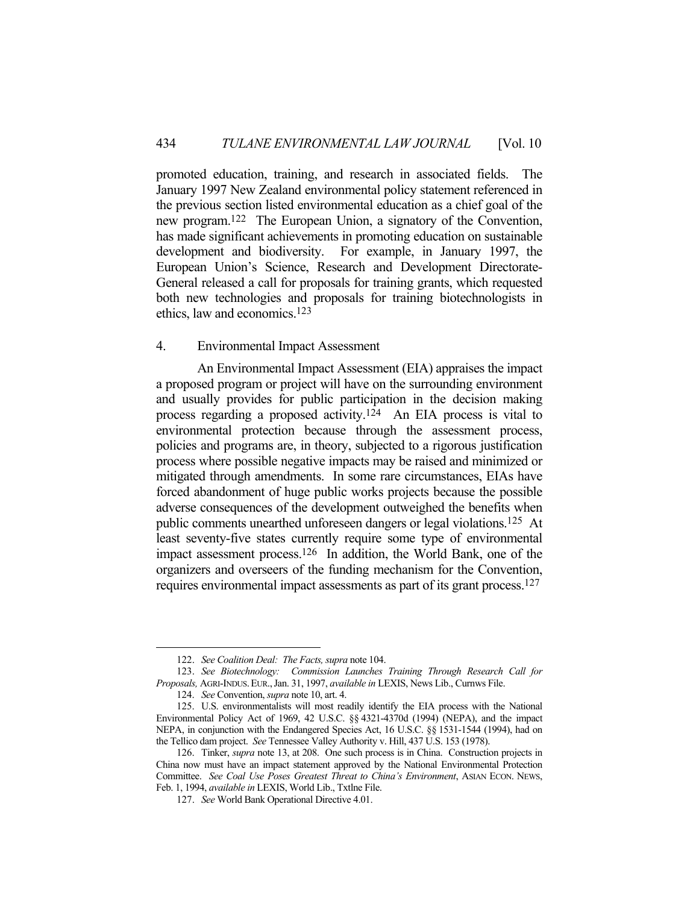promoted education, training, and research in associated fields. The January 1997 New Zealand environmental policy statement referenced in the previous section listed environmental education as a chief goal of the new program.[122] The European Union, a signatory of the Convention, has made significant achievements in promoting education on sustainable development and biodiversity. For example, in January 1997, the European Union's Science, Research and Development Directorate-General released a call for proposals for training grants, which requested both new technologies and proposals for training biotechnologists in ethics, law and economics.[123]

### 4. Environmental Impact Assessment

An Environmental Impact Assessment (EIA) appraises the impact a proposed program or project will have on the surrounding environment and usually provides for public participation in the decision making process regarding a proposed activity.[124] An EIA process is vital to environmental protection because through the assessment process, policies and programs are, in theory, subjected to a rigorous justification process where possible negative impacts may be raised and minimized or mitigated through amendments. In some rare circumstances, EIAs have forced abandonment of huge public works projects because the possible adverse consequences of the development outweighed the benefits when public comments unearthed unforeseen dangers or legal violations.[125] At least seventy-five states currently require some type of environmental impact assessment process.[126] In addition, the World Bank, one of the organizers and overseers of the funding mechanism for the Convention, requires environmental impact assessments as part of its grant process.[127]

---

122. *See Coalition Deal: The Facts, supra* note 104.

123. *See Biotechnology: Commission Launches Training Through Research Call for Proposals,* AGRI-INDUS. EUR., Jan. 31, 1997, *available in* LEXIS, News Lib., Curnws File.

124. *See* Convention, *supra* note 10, art. 4.

125. U.S. environmentalists will most readily identify the EIA process with the National Environmental Policy Act of 1969, 42 U.S.C. §§ 4321-4370d (1994) (NEPA), and the impact NEPA, in conjunction with the Endangered Species Act, 16 U.S.C. §§ 1531-1544 (1994), had on the Tellico dam project. *See* Tennessee Valley Authority v. Hill, 437 U.S. 153 (1978).

126. Tinker, *supra* note 13, at 208. One such process is in China. Construction projects in China now must have an impact statement approved by the National Environmental Protection Committee. *See Coal Use Poses Greatest Threat to China's Environment*, ASIAN ECON. NEWS, Feb. 1, 1994, *available in* LEXIS, World Lib., Txtlne File.

127. *See* World Bank Operational Directive 4.01.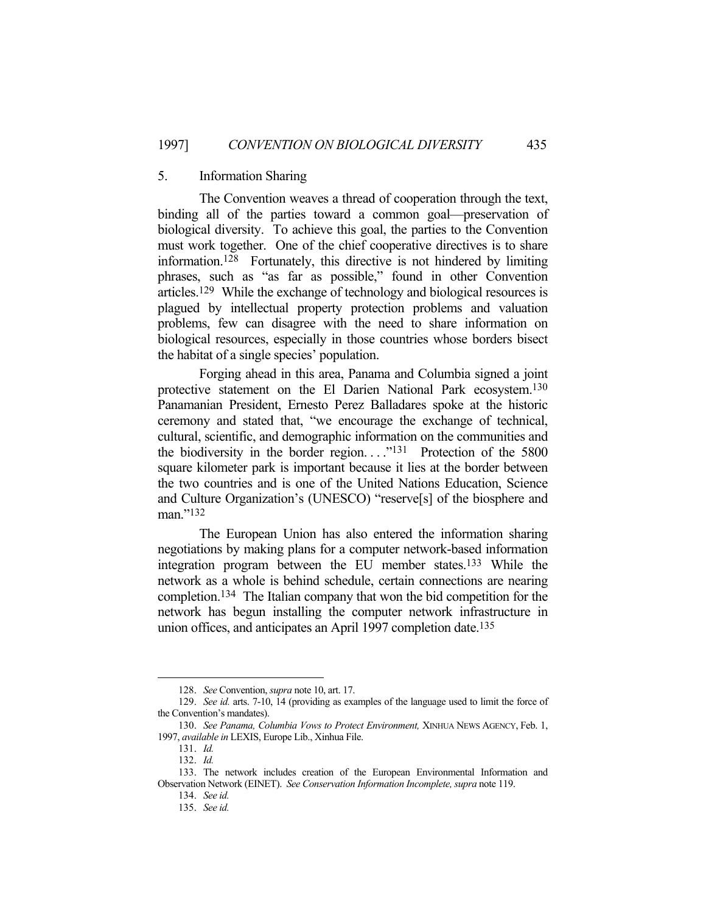### 5. Information Sharing

The Convention weaves a thread of cooperation through the text, binding all of the parties toward a common goal—preservation of biological diversity. To achieve this goal, the parties to the Convention must work together. One of the chief cooperative directives is to share information.[128] Fortunately, this directive is not hindered by limiting phrases, such as "as far as possible," found in other Convention articles.[129] While the exchange of technology and biological resources is plagued by intellectual property protection problems and valuation problems, few can disagree with the need to share information on biological resources, especially in those countries whose borders bisect the habitat of a single species' population.

Forging ahead in this area, Panama and Columbia signed a joint protective statement on the El Darien National Park ecosystem.[130] Panamanian President, Ernesto Perez Balladares spoke at the historic ceremony and stated that, "we encourage the exchange of technical, cultural, scientific, and demographic information on the communities and the biodiversity in the border region. . . ."[131] Protection of the 5800 square kilometer park is important because it lies at the border between the two countries and is one of the United Nations Education, Science and Culture Organization's (UNESCO) "reserve[s] of the biosphere and man."[132]

The European Union has also entered the information sharing negotiations by making plans for a computer network-based information integration program between the EU member states.[133] While the network as a whole is behind schedule, certain connections are nearing completion.[134] The Italian company that won the bid competition for the network has begun installing the computer network infrastructure in union offices, and anticipates an April 1997 completion date.[135]

---

128. *See* Convention, *supra* note 10, art. 17.

129. *See id.* arts. 7-10, 14 (providing as examples of the language used to limit the force of the Convention's mandates).

130. *See Panama, Columbia Vows to Protect Environment,* XINHUA NEWS AGENCY, Feb. 1, 1997, *available in* LEXIS, Europe Lib., Xinhua File.

131. *Id.*

132. *Id.*

133. The network includes creation of the European Environmental Information and Observation Network (EINET). *See Conservation Information Incomplete, supra* note 119.

134. *See id.*

135. *See id.*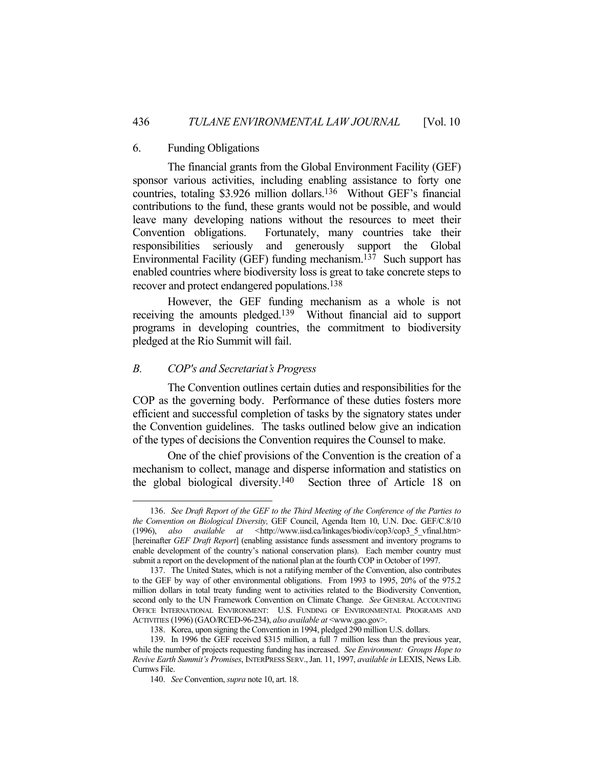### 6. Funding Obligations

The financial grants from the Global Environment Facility (GEF) sponsor various activities, including enabling assistance to forty one countries, totaling $3.926 million dollars.[136] Without GEF's financial contributions to the fund, these grants would not be possible, and would leave many developing nations without the resources to meet their Convention obligations. Fortunately, many countries take their responsibilities seriously and generously support the Global Environmental Facility (GEF) funding mechanism.[137] Such support has enabled countries where biodiversity loss is great to take concrete steps to recover and protect endangered populations.[138]

However, the GEF funding mechanism as a whole is not receiving the amounts pledged.[139] Without financial aid to support programs in developing countries, the commitment to biodiversity pledged at the Rio Summit will fail.

## *B. COP's and Secretariat's Progress*

The Convention outlines certain duties and responsibilities for the COP as the governing body. Performance of these duties fosters more efficient and successful completion of tasks by the signatory states under the Convention guidelines. The tasks outlined below give an indication of the types of decisions the Convention requires the Counsel to make.

One of the chief provisions of the Convention is the creation of a mechanism to collect, manage and disperse information and statistics on the global biological diversity.[140] Section three of Article 18 on

---

136. *See Draft Report of the GEF to the Third Meeting of the Conference of the Parties to the Convention on Biological Diversity,* GEF Council, Agenda Item 10, U.N. Doc. GEF/C.8/10 (1996), *also available at* <http://www.iisd.ca/linkages/biodiv/cop3/cop3_5_vfinal.htm> [hereinafter *GEF Draft Report*] (enabling assistance funds assessment and inventory programs to enable development of the country's national conservation plans). Each member country must submit a report on the development of the national plan at the fourth COP in October of 1997.

137. The United States, which is not a ratifying member of the Convention, also contributes to the GEF by way of other environmental obligations. From 1993 to 1995, 20% of the 975.2 million dollars in total treaty funding went to activities related to the Biodiversity Convention, second only to the UN Framework Convention on Climate Change. *See* GENERAL ACCOUNTING OFFICE INTERNATIONAL ENVIRONMENT: U.S. FUNDING OF ENVIRONMENTAL PROGRAMS AND ACTIVITIES (1996) (GAO/RCED-96-234), *also available at* <www.gao.gov>.

138. Korea, upon signing the Convention in 1994, pledged 290 million U.S. dollars.

139. In 1996 the GEF received $315 million, a full 7 million less than the previous year, while the number of projects requesting funding has increased. *See Environment: Groups Hope to Revive Earth Summit's Promises*, INTERPRESS SERV., Jan. 11, 1997, *available in* LEXIS, News Lib. Curnws File.

140. *See* Convention, *supra* note 10, art. 18.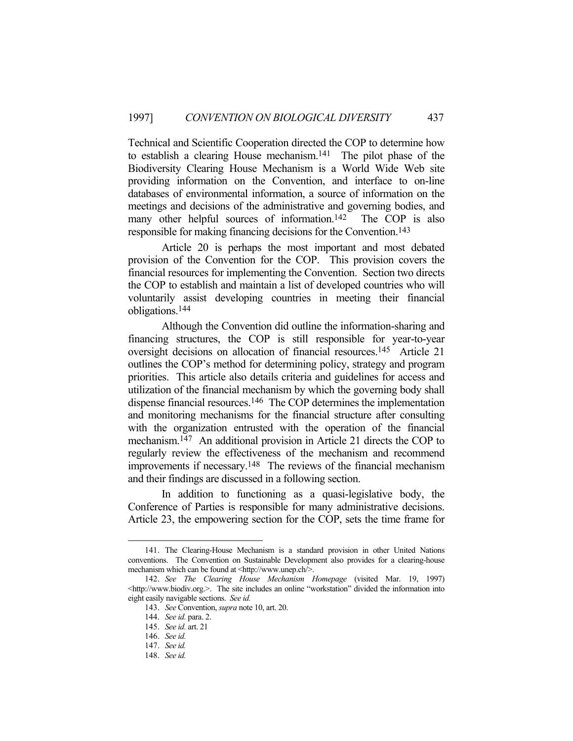Technical and Scientific Cooperation directed the COP to determine how to establish a clearing House mechanism.[141] The pilot phase of the Biodiversity Clearing House Mechanism is a World Wide Web site providing information on the Convention, and interface to on-line databases of environmental information, a source of information on the meetings and decisions of the administrative and governing bodies, and many other helpful sources of information.[142] The COP is also responsible for making financing decisions for the Convention.[143]

Article 20 is perhaps the most important and most debated provision of the Convention for the COP. This provision covers the financial resources for implementing the Convention. Section two directs the COP to establish and maintain a list of developed countries who will voluntarily assist developing countries in meeting their financial obligations.[144]

Although the Convention did outline the information-sharing and financing structures, the COP is still responsible for year-to-year oversight decisions on allocation of financial resources.[145] Article 21 outlines the COP's method for determining policy, strategy and program priorities. This article also details criteria and guidelines for access and utilization of the financial mechanism by which the governing body shall dispense financial resources.[146] The COP determines the implementation and monitoring mechanisms for the financial structure after consulting with the organization entrusted with the operation of the financial mechanism.[147] An additional provision in Article 21 directs the COP to regularly review the effectiveness of the mechanism and recommend improvements if necessary.[148] The reviews of the financial mechanism and their findings are discussed in a following section.

In addition to functioning as a quasi-legislative body, the Conference of Parties is responsible for many administrative decisions. Article 23, the empowering section for the COP, sets the time frame for

---

141. The Clearing-House Mechanism is a standard provision in other United Nations conventions. The Convention on Sustainable Development also provides for a clearing-house mechanism which can be found at <http://www.unep.ch/>.

142. *See The Clearing House Mechanism Homepage* (visited Mar. 19, 1997) <http://www.biodiv.org.>. The site includes an online "workstation" divided the information into eight easily navigable sections. *See id.*

143. *See* Convention, *supra* note 10, art. 20.

144. *See id.* para. 2.

145. *See id.* art. 21

146. *See id.*

147. *See id.*

148. *See id.*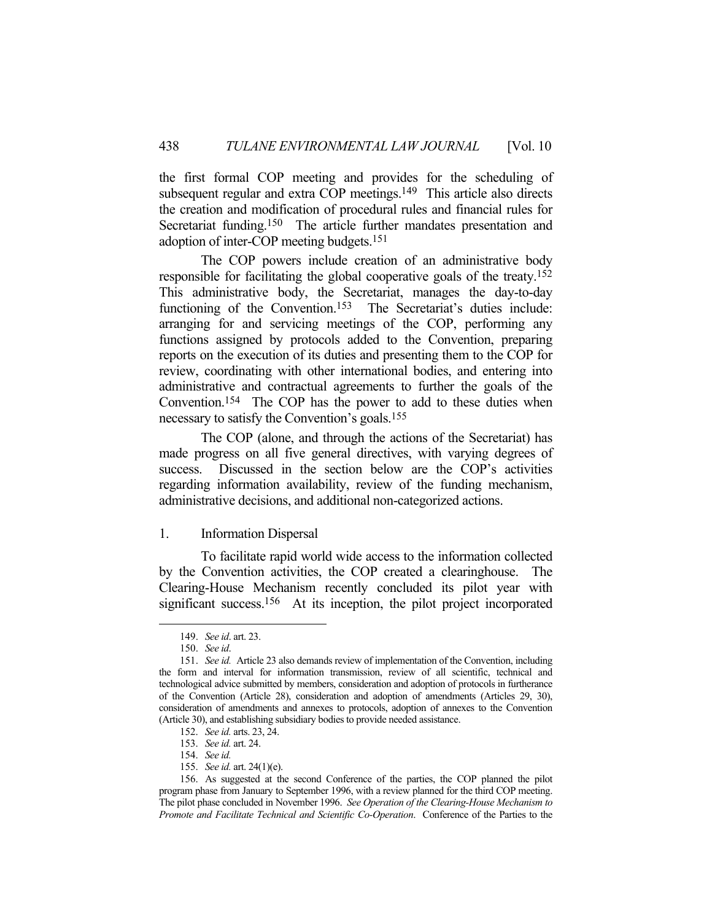the first formal COP meeting and provides for the scheduling of subsequent regular and extra COP meetings.[149] This article also directs the creation and modification of procedural rules and financial rules for Secretariat funding.[150] The article further mandates presentation and adoption of inter-COP meeting budgets.[151]

The COP powers include creation of an administrative body responsible for facilitating the global cooperative goals of the treaty.[152] This administrative body, the Secretariat, manages the day-to-day functioning of the Convention.[153] The Secretariat's duties include: arranging for and servicing meetings of the COP, performing any functions assigned by protocols added to the Convention, preparing reports on the execution of its duties and presenting them to the COP for review, coordinating with other international bodies, and entering into administrative and contractual agreements to further the goals of the Convention.[154] The COP has the power to add to these duties when necessary to satisfy the Convention's goals.[155]

The COP (alone, and through the actions of the Secretariat) has made progress on all five general directives, with varying degrees of success. Discussed in the section below are the COP's activities regarding information availability, review of the funding mechanism, administrative decisions, and additional non-categorized actions.

### 1. Information Dispersal

To facilitate rapid world wide access to the information collected by the Convention activities, the COP created a clearinghouse. The Clearing-House Mechanism recently concluded its pilot year with significant success.[156] At its inception, the pilot project incorporated

---

149. *See id*. art. 23.

150. *See id*.

151. *See id.* Article 23 also demands review of implementation of the Convention, including the form and interval for information transmission, review of all scientific, technical and technological advice submitted by members, consideration and adoption of protocols in furtherance of the Convention (Article 28), consideration and adoption of amendments (Articles 29, 30), consideration of amendments and annexes to protocols, adoption of annexes to the Convention (Article 30), and establishing subsidiary bodies to provide needed assistance.

152. *See id.* arts. 23, 24.

153. *See id.* art. 24.

154. *See id.*

155. *See id.* art. 24(1)(e).

156. As suggested at the second Conference of the parties, the COP planned the pilot program phase from January to September 1996, with a review planned for the third COP meeting. The pilot phase concluded in November 1996. *See Operation of the Clearing-House Mechanism to Promote and Facilitate Technical and Scientific Co-Operation*. Conference of the Parties to the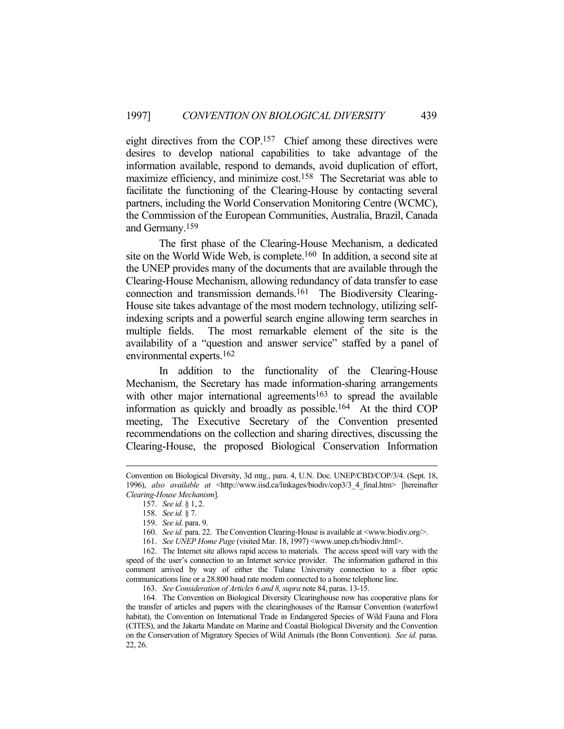eight directives from the COP.[157] Chief among these directives were desires to develop national capabilities to take advantage of the information available, respond to demands, avoid duplication of effort, maximize efficiency, and minimize cost.[158] The Secretariat was able to facilitate the functioning of the Clearing-House by contacting several partners, including the World Conservation Monitoring Centre (WCMC), the Commission of the European Communities, Australia, Brazil, Canada and Germany.[159]

The first phase of the Clearing-House Mechanism, a dedicated site on the World Wide Web, is complete.[160] In addition, a second site at the UNEP provides many of the documents that are available through the Clearing-House Mechanism, allowing redundancy of data transfer to ease connection and transmission demands.[161] The Biodiversity Clearing-House site takes advantage of the most modern technology, utilizing self-indexing scripts and a powerful search engine allowing term searches in multiple fields. The most remarkable element of the site is the availability of a "question and answer service" staffed by a panel of environmental experts.[162]

In addition to the functionality of the Clearing-House Mechanism, the Secretary has made information-sharing arrangements with other major international agreements[163] to spread the available information as quickly and broadly as possible.[164] At the third COP meeting, The Executive Secretary of the Convention presented recommendations on the collection and sharing directives, discussing the Clearing-House, the proposed Biological Conservation Information

---

Convention on Biological Diversity, 3d mtg., para. 4, U.N. Doc. UNEP/CBD/COP/3/4. (Sept. 18, 1996), *also available at* <http://www.iisd.ca/linkages/biodiv/cop3/3_4_final.htm> [hereinafter *Clearing-House Mechanism*].

157. *See id.* § 1, 2.

158. *See id.* § 7.

159. *See id.* para. 9.

160. *See id.* para. 22. The Convention Clearing-House is available at <www.biodiv.org/>.

161. *See UNEP Home Page* (visited Mar. 18, 1997) <www.unep.ch/biodiv.html>.

162. The Internet site allows rapid access to materials. The access speed will vary with the speed of the user's connection to an Internet service provider. The information gathered in this comment arrived by way of either the Tulane University connection to a fiber optic communications line or a 28.800 baud rate modem connected to a home telephone line.

163. *See Consideration of Articles 6 and 8, supra* note 84, paras. 13-15.

164. The Convention on Biological Diversity Clearinghouse now has cooperative plans for the transfer of articles and papers with the clearinghouses of the Ramsar Convention (waterfowl habitat), the Convention on International Trade in Endangered Species of Wild Fauna and Flora (CITES), and the Jakarta Mandate on Marine and Coastal Biological Diversity and the Convention on the Conservation of Migratory Species of Wild Animals (the Bonn Convention). *See id.* paras. 22, 26.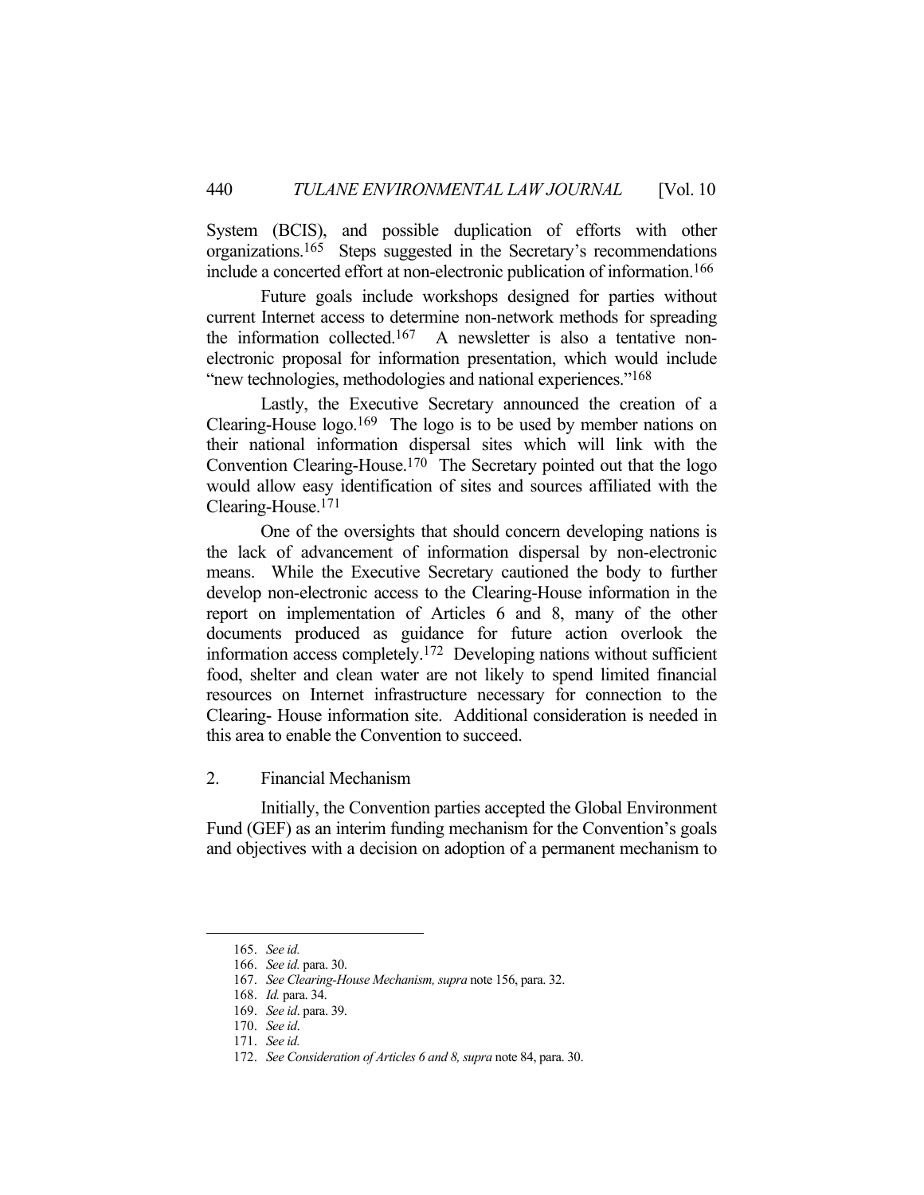System (BCIS), and possible duplication of efforts with other organizations.[165] Steps suggested in the Secretary's recommendations include a concerted effort at non-electronic publication of information.[166]

Future goals include workshops designed for parties without current Internet access to determine non-network methods for spreading the information collected.[167] A newsletter is also a tentative non-electronic proposal for information presentation, which would include "new technologies, methodologies and national experiences."[168]

Lastly, the Executive Secretary announced the creation of a Clearing-House logo.[169] The logo is to be used by member nations on their national information dispersal sites which will link with the Convention Clearing-House.[170] The Secretary pointed out that the logo would allow easy identification of sites and sources affiliated with the Clearing-House.[171]

One of the oversights that should concern developing nations is the lack of advancement of information dispersal by non-electronic means. While the Executive Secretary cautioned the body to further develop non-electronic access to the Clearing-House information in the report on implementation of Articles 6 and 8, many of the other documents produced as guidance for future action overlook the information access completely.[172] Developing nations without sufficient food, shelter and clean water are not likely to spend limited financial resources on Internet infrastructure necessary for connection to the Clearing- House information site. Additional consideration is needed in this area to enable the Convention to succeed.

### 2. Financial Mechanism

Initially, the Convention parties accepted the Global Environment Fund (GEF) as an interim funding mechanism for the Convention's goals and objectives with a decision on adoption of a permanent mechanism to

---

165. *See id.*
166. *See id.* para. 30.
167. *See Clearing-House Mechanism, supra* note 156, para. 32.
168. *Id.* para. 34.
169. *See id*. para. 39.
170. *See id*.
171. *See id.*
172. *See Consideration of Articles 6 and 8, supra* note 84, para. 30.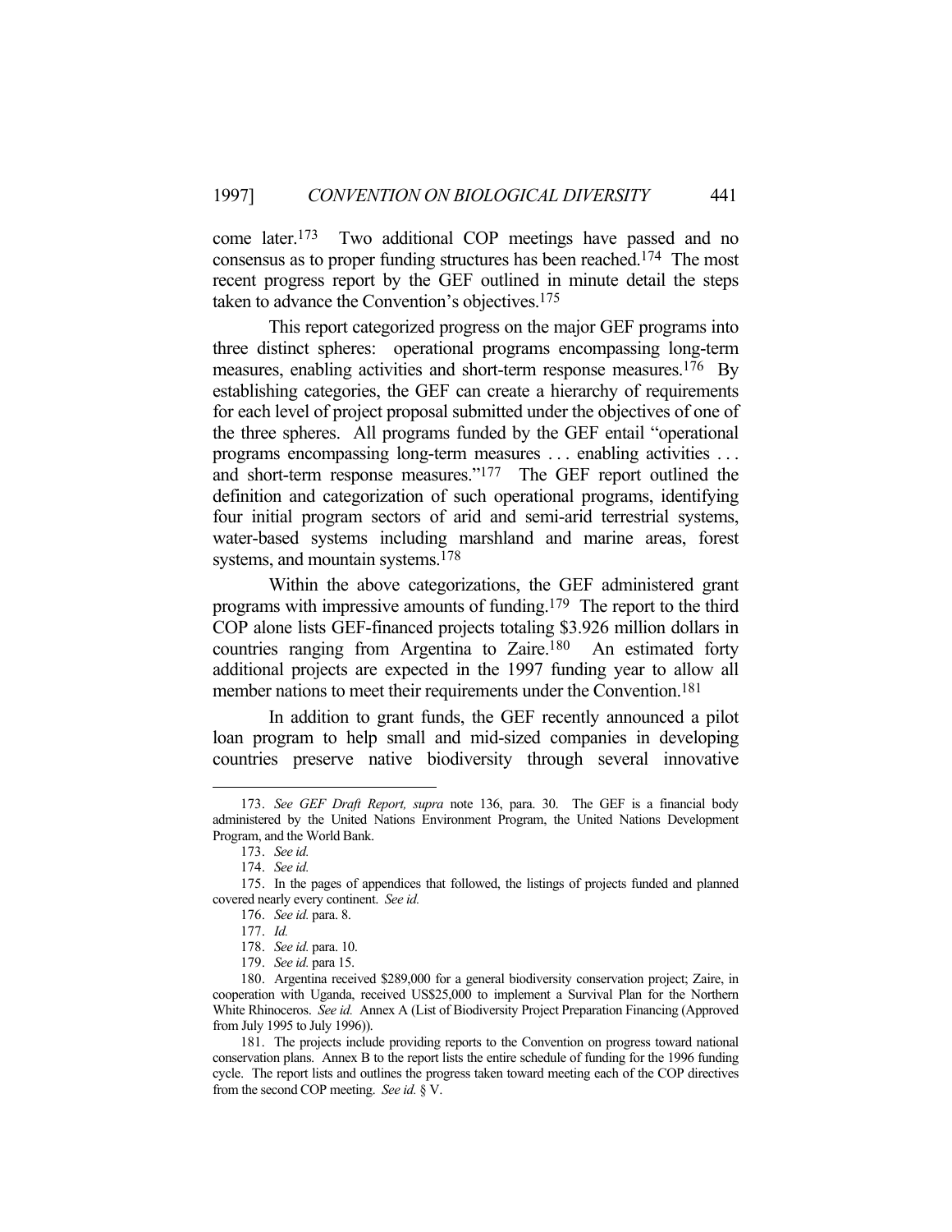come later.[173] Two additional COP meetings have passed and no consensus as to proper funding structures has been reached.[174] The most recent progress report by the GEF outlined in minute detail the steps taken to advance the Convention's objectives.[175]

This report categorized progress on the major GEF programs into three distinct spheres: operational programs encompassing long-term measures, enabling activities and short-term response measures.[176] By establishing categories, the GEF can create a hierarchy of requirements for each level of project proposal submitted under the objectives of one of the three spheres. All programs funded by the GEF entail "operational programs encompassing long-term measures . . . enabling activities . . . and short-term response measures."[177] The GEF report outlined the definition and categorization of such operational programs, identifying four initial program sectors of arid and semi-arid terrestrial systems, water-based systems including marshland and marine areas, forest systems, and mountain systems.[178]

Within the above categorizations, the GEF administered grant programs with impressive amounts of funding.[179] The report to the third COP alone lists GEF-financed projects totaling $3.926 million dollars in countries ranging from Argentina to Zaire.[180] An estimated forty additional projects are expected in the 1997 funding year to allow all member nations to meet their requirements under the Convention.[181]

In addition to grant funds, the GEF recently announced a pilot loan program to help small and mid-sized companies in developing countries preserve native biodiversity through several innovative

---

173. *See GEF Draft Report, supra* note 136, para. 30. The GEF is a financial body administered by the United Nations Environment Program, the United Nations Development Program, and the World Bank.

173. *See id.*

174. *See id.*

175. In the pages of appendices that followed, the listings of projects funded and planned covered nearly every continent. *See id.*

176. *See id.* para. 8.

177. *Id.*

178. *See id.* para. 10.

179. *See id.* para 15.

180. Argentina received $289,000 for a general biodiversity conservation project; Zaire, in cooperation with Uganda, received US$25,000 to implement a Survival Plan for the Northern White Rhinoceros. *See id.* Annex A (List of Biodiversity Project Preparation Financing (Approved from July 1995 to July 1996)).

181. The projects include providing reports to the Convention on progress toward national conservation plans. Annex B to the report lists the entire schedule of funding for the 1996 funding cycle. The report lists and outlines the progress taken toward meeting each of the COP directives from the second COP meeting. *See id.* § V.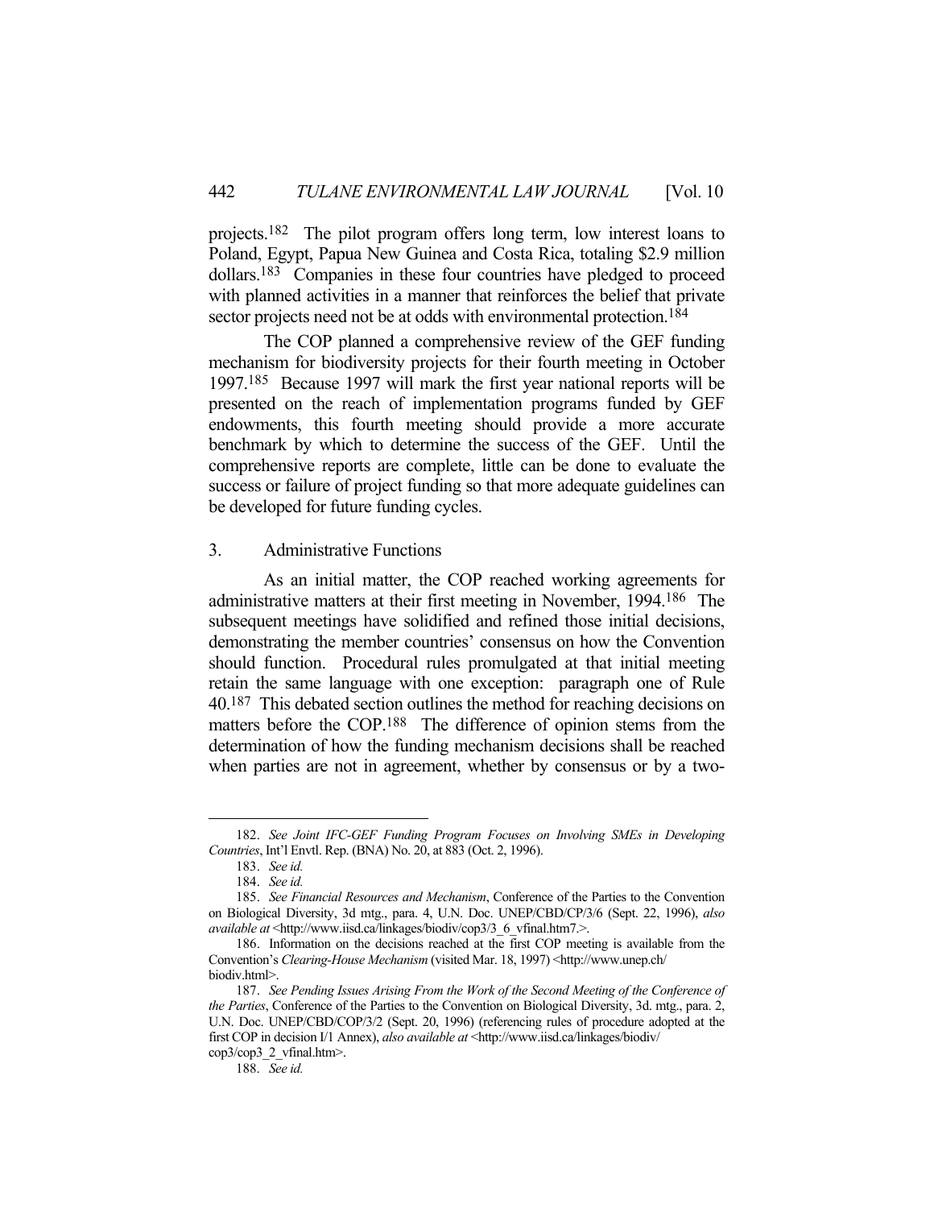projects.[182] The pilot program offers long term, low interest loans to Poland, Egypt, Papua New Guinea and Costa Rica, totaling $2.9 million dollars.[183] Companies in these four countries have pledged to proceed with planned activities in a manner that reinforces the belief that private sector projects need not be at odds with environmental protection.[184]

The COP planned a comprehensive review of the GEF funding mechanism for biodiversity projects for their fourth meeting in October 1997.[185] Because 1997 will mark the first year national reports will be presented on the reach of implementation programs funded by GEF endowments, this fourth meeting should provide a more accurate benchmark by which to determine the success of the GEF. Until the comprehensive reports are complete, little can be done to evaluate the success or failure of project funding so that more adequate guidelines can be developed for future funding cycles.

### 3. Administrative Functions

As an initial matter, the COP reached working agreements for administrative matters at their first meeting in November, 1994.[186] The subsequent meetings have solidified and refined those initial decisions, demonstrating the member countries' consensus on how the Convention should function. Procedural rules promulgated at that initial meeting retain the same language with one exception: paragraph one of Rule 40.[187] This debated section outlines the method for reaching decisions on matters before the COP.[188] The difference of opinion stems from the determination of how the funding mechanism decisions shall be reached when parties are not in agreement, whether by consensus or by a two-

---

182. *See Joint IFC-GEF Funding Program Focuses on Involving SMEs in Developing Countries*, Int'l Envtl. Rep. (BNA) No. 20, at 883 (Oct. 2, 1996).

183. *See id.*

184. *See id.*

185. *See Financial Resources and Mechanism*, Conference of the Parties to the Convention on Biological Diversity, 3d mtg., para. 4, U.N. Doc. UNEP/CBD/CP/3/6 (Sept. 22, 1996), *also available at* <http://www.iisd.ca/linkages/biodiv/cop3/3_6_vfinal.htm7.>.

186. Information on the decisions reached at the first COP meeting is available from the Convention's *Clearing-House Mechanism* (visited Mar. 18, 1997) <http://www.unep.ch/biodiv.html>.

187. *See Pending Issues Arising From the Work of the Second Meeting of the Conference of the Parties*, Conference of the Parties to the Convention on Biological Diversity, 3d. mtg., para. 2, U.N. Doc. UNEP/CBD/COP/3/2 (Sept. 20, 1996) (referencing rules of procedure adopted at the first COP in decision I/1 Annex), *also available at* <http://www.iisd.ca/linkages/biodiv/cop3/cop3_2_vfinal.htm>.

188. *See id.*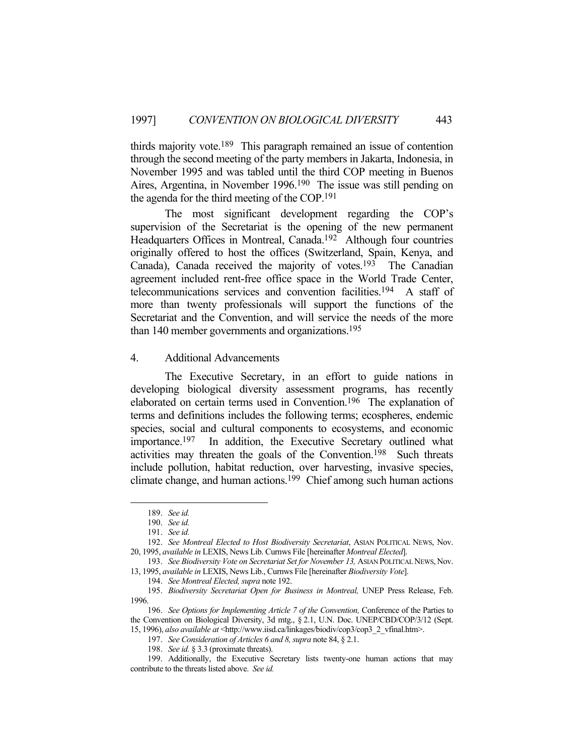thirds majority vote.[189] This paragraph remained an issue of contention through the second meeting of the party members in Jakarta, Indonesia, in November 1995 and was tabled until the third COP meeting in Buenos Aires, Argentina, in November 1996.[190] The issue was still pending on the agenda for the third meeting of the COP.[191]

The most significant development regarding the COP's supervision of the Secretariat is the opening of the new permanent Headquarters Offices in Montreal, Canada.[192] Although four countries originally offered to host the offices (Switzerland, Spain, Kenya, and Canada), Canada received the majority of votes.[193] The Canadian agreement included rent-free office space in the World Trade Center, telecommunications services and convention facilities.[194] A staff of more than twenty professionals will support the functions of the Secretariat and the Convention, and will service the needs of the more than 140 member governments and organizations.[195]

### 4. Additional Advancements

The Executive Secretary, in an effort to guide nations in developing biological diversity assessment programs, has recently elaborated on certain terms used in Convention.[196] The explanation of terms and definitions includes the following terms; ecospheres, endemic species, social and cultural components to ecosystems, and economic importance.[197] In addition, the Executive Secretary outlined what activities may threaten the goals of the Convention.[198] Such threats include pollution, habitat reduction, over harvesting, invasive species, climate change, and human actions.[199] Chief among such human actions

---

189. *See id.*

190. *See id.*

191. *See id.*

192. *See Montreal Elected to Host Biodiversity Secretariat*, ASIAN POLITICAL NEWS, Nov. 20, 1995, *available in* LEXIS, News Lib. Curnws File [hereinafter *Montreal Elected*].

193. *See Biodiversity Vote on Secretariat Set for November 13,* ASIAN POLITICAL NEWS, Nov. 13, 1995, *available in* LEXIS, News Lib., Curnws File [hereinafter *Biodiversity Vote*].

194. *See Montreal Elected, supra* note 192.

195. *Biodiversity Secretariat Open for Business in Montreal,* UNEP Press Release, Feb. 1996.

196. *See Options for Implementing Article 7 of the Convention,* Conference of the Parties to the Convention on Biological Diversity, 3d mtg., § 2.1, U.N. Doc. UNEP/CBD/COP/3/12 (Sept. 15, 1996), *also available at* <http://www.iisd.ca/linkages/biodiv/cop3/cop3_2_vfinal.htm>.

197. *See Consideration of Articles 6 and 8, supra* note 84, § 2.1.

198. *See id.* § 3.3 (proximate threats).

199. Additionally, the Executive Secretary lists twenty-one human actions that may contribute to the threats listed above. *See id.*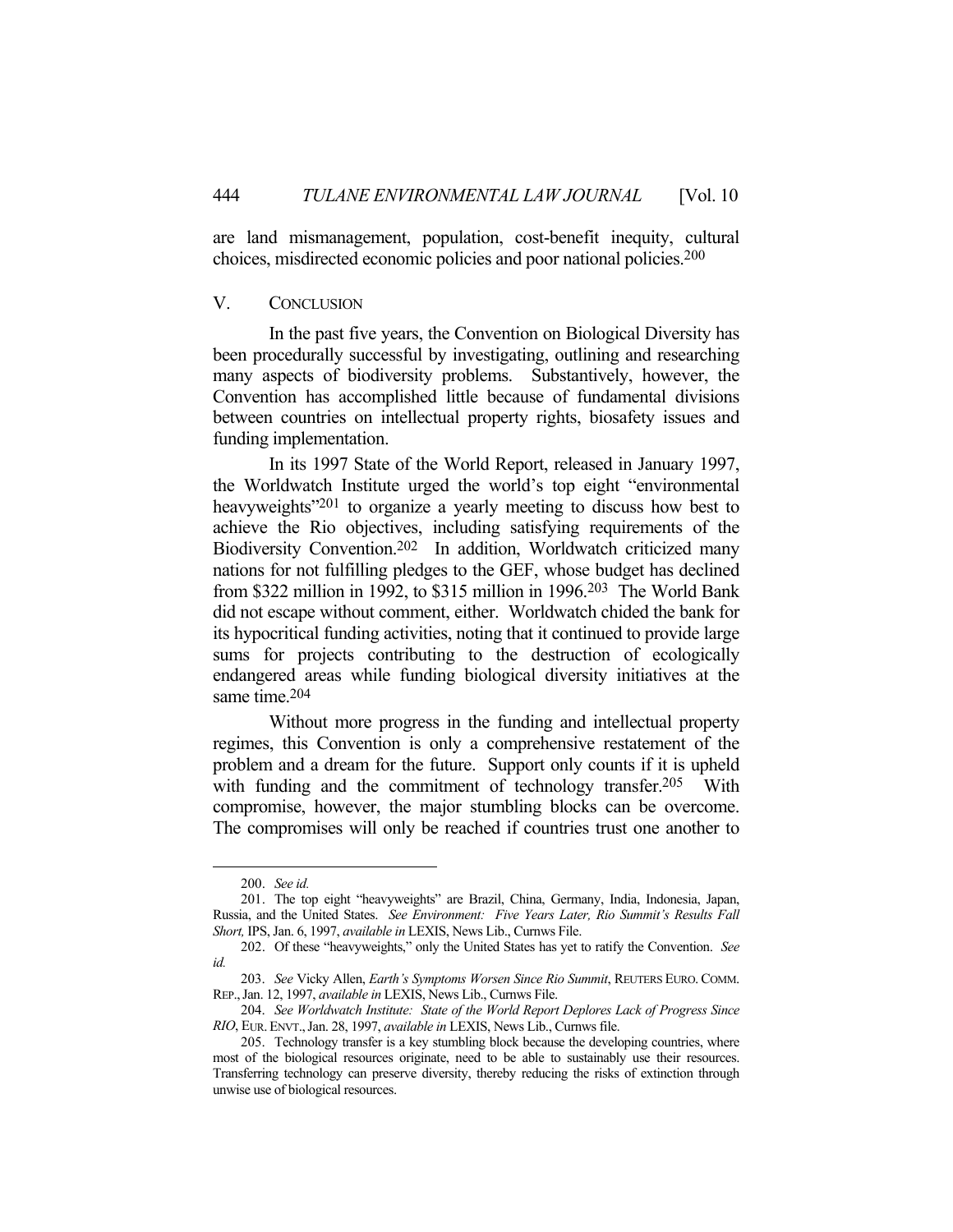are land mismanagement, population, cost-benefit inequity, cultural choices, misdirected economic policies and poor national policies.[200]

## V. CONCLUSION

In the past five years, the Convention on Biological Diversity has been procedurally successful by investigating, outlining and researching many aspects of biodiversity problems. Substantively, however, the Convention has accomplished little because of fundamental divisions between countries on intellectual property rights, biosafety issues and funding implementation.

In its 1997 State of the World Report, released in January 1997, the Worldwatch Institute urged the world's top eight "environmental heavyweights"[201] to organize a yearly meeting to discuss how best to achieve the Rio objectives, including satisfying requirements of the Biodiversity Convention.[202] In addition, Worldwatch criticized many nations for not fulfilling pledges to the GEF, whose budget has declined from $322 million in 1992, to $315 million in 1996.[203] The World Bank did not escape without comment, either. Worldwatch chided the bank for its hypocritical funding activities, noting that it continued to provide large sums for projects contributing to the destruction of ecologically endangered areas while funding biological diversity initiatives at the same time.[204]

Without more progress in the funding and intellectual property regimes, this Convention is only a comprehensive restatement of the problem and a dream for the future. Support only counts if it is upheld with funding and the commitment of technology transfer.[205] With compromise, however, the major stumbling blocks can be overcome. The compromises will only be reached if countries trust one another to

---

200. *See id.*

201. The top eight "heavyweights" are Brazil, China, Germany, India, Indonesia, Japan, Russia, and the United States. *See Environment: Five Years Later, Rio Summit's Results Fall Short,* IPS, Jan. 6, 1997, *available in* LEXIS, News Lib., Curnws File.

202. Of these "heavyweights," only the United States has yet to ratify the Convention. *See id.*

203. *See* Vicky Allen, *Earth's Symptoms Worsen Since Rio Summit*, REUTERS EURO. COMM. REP., Jan. 12, 1997, *available in* LEXIS, News Lib., Curnws File.

204. *See Worldwatch Institute: State of the World Report Deplores Lack of Progress Since RIO*, EUR. ENVT., Jan. 28, 1997, *available in* LEXIS, News Lib., Curnws file.

205. Technology transfer is a key stumbling block because the developing countries, where most of the biological resources originate, need to be able to sustainably use their resources. Transferring technology can preserve diversity, thereby reducing the risks of extinction through unwise use of biological resources.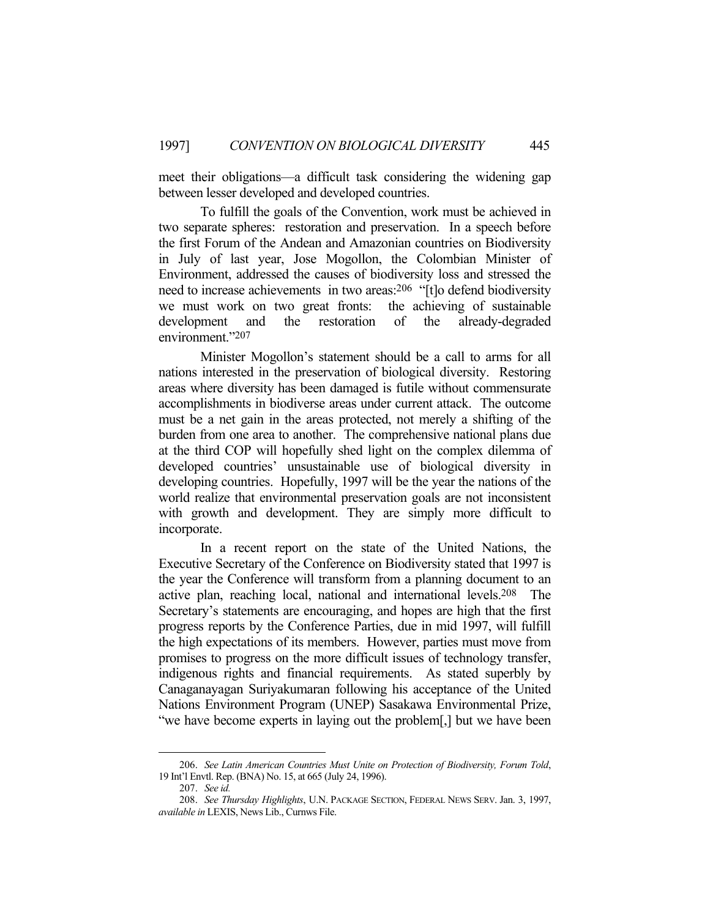meet their obligations—a difficult task considering the widening gap between lesser developed and developed countries.

To fulfill the goals of the Convention, work must be achieved in two separate spheres: restoration and preservation. In a speech before the first Forum of the Andean and Amazonian countries on Biodiversity in July of last year, Jose Mogollon, the Colombian Minister of Environment, addressed the causes of biodiversity loss and stressed the need to increase achievements in two areas:[206] "[t]o defend biodiversity we must work on two great fronts: the achieving of sustainable development and the restoration of the already-degraded environment."[207]

Minister Mogollon's statement should be a call to arms for all nations interested in the preservation of biological diversity. Restoring areas where diversity has been damaged is futile without commensurate accomplishments in biodiverse areas under current attack. The outcome must be a net gain in the areas protected, not merely a shifting of the burden from one area to another. The comprehensive national plans due at the third COP will hopefully shed light on the complex dilemma of developed countries' unsustainable use of biological diversity in developing countries. Hopefully, 1997 will be the year the nations of the world realize that environmental preservation goals are not inconsistent with growth and development. They are simply more difficult to incorporate.

In a recent report on the state of the United Nations, the Executive Secretary of the Conference on Biodiversity stated that 1997 is the year the Conference will transform from a planning document to an active plan, reaching local, national and international levels.[208] The Secretary's statements are encouraging, and hopes are high that the first progress reports by the Conference Parties, due in mid 1997, will fulfill the high expectations of its members. However, parties must move from promises to progress on the more difficult issues of technology transfer, indigenous rights and financial requirements. As stated superbly by Canaganayagan Suriyakumaran following his acceptance of the United Nations Environment Program (UNEP) Sasakawa Environmental Prize, "we have become experts in laying out the problem[,] but we have been

---

206. *See Latin American Countries Must Unite on Protection of Biodiversity, Forum Told*, 19 Int'l Envtl. Rep. (BNA) No. 15, at 665 (July 24, 1996).

207. *See id.*

208. *See Thursday Highlights*, U.N. PACKAGE SECTION, FEDERAL NEWS SERV. Jan. 3, 1997, *available in* LEXIS, News Lib., Curnws File.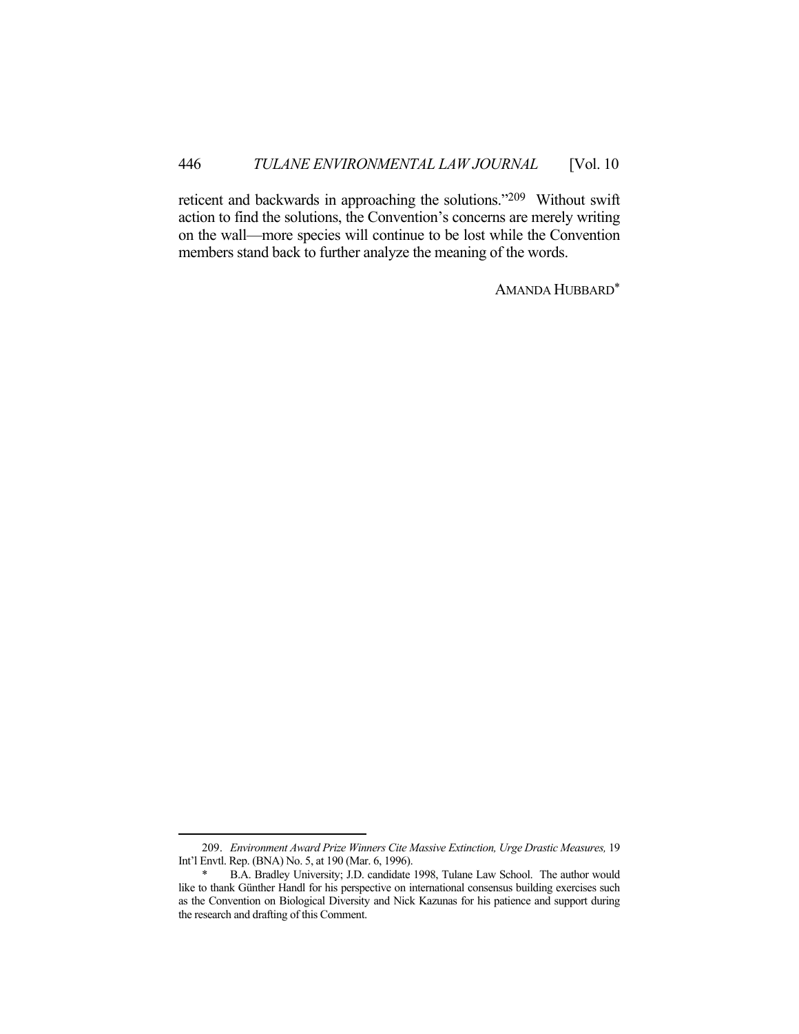reticent and backwards in approaching the solutions."[209] Without swift action to find the solutions, the Convention's concerns are merely writing on the wall—more species will continue to be lost while the Convention members stand back to further analyze the meaning of the words.

AMANDA HUBBARD[*]

---

209. *Environment Award Prize Winners Cite Massive Extinction, Urge Drastic Measures,* 19 Int'l Envtl. Rep. (BNA) No. 5, at 190 (Mar. 6, 1996).

\* B.A. Bradley University; J.D. candidate 1998, Tulane Law School. The author would like to thank Günther Handl for his perspective on international consensus building exercises such as the Convention on Biological Diversity and Nick Kazunas for his patience and support during the research and drafting of this Comment.